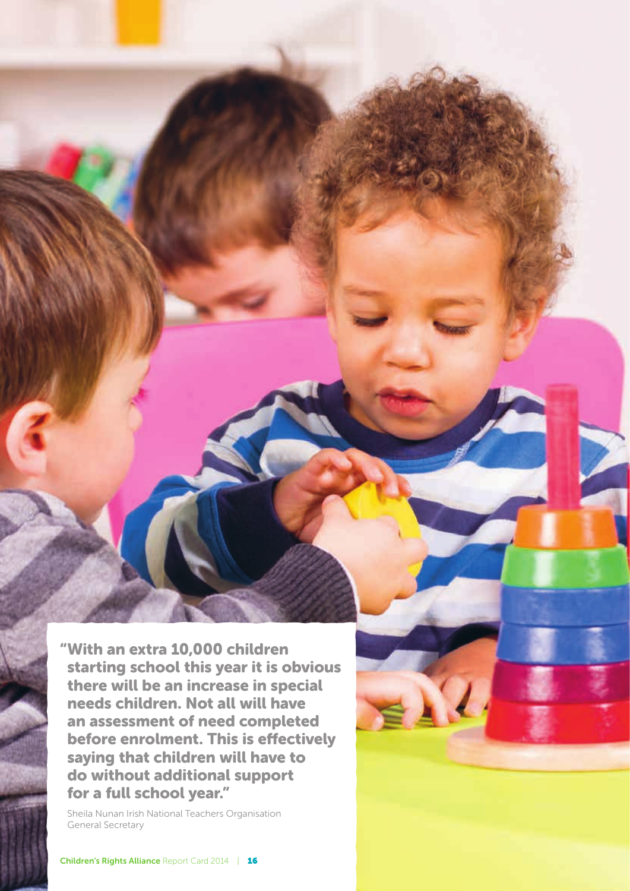**"With an extra 10,000 children starting school this year it is obvious there will be an increase in special needs children. Not all will have an assessment of need completed before enrolment. This is effectively saying that children will have to do without additional support for a full school year."**

Sheila Nunan Irish National Teachers Organisation General Secretary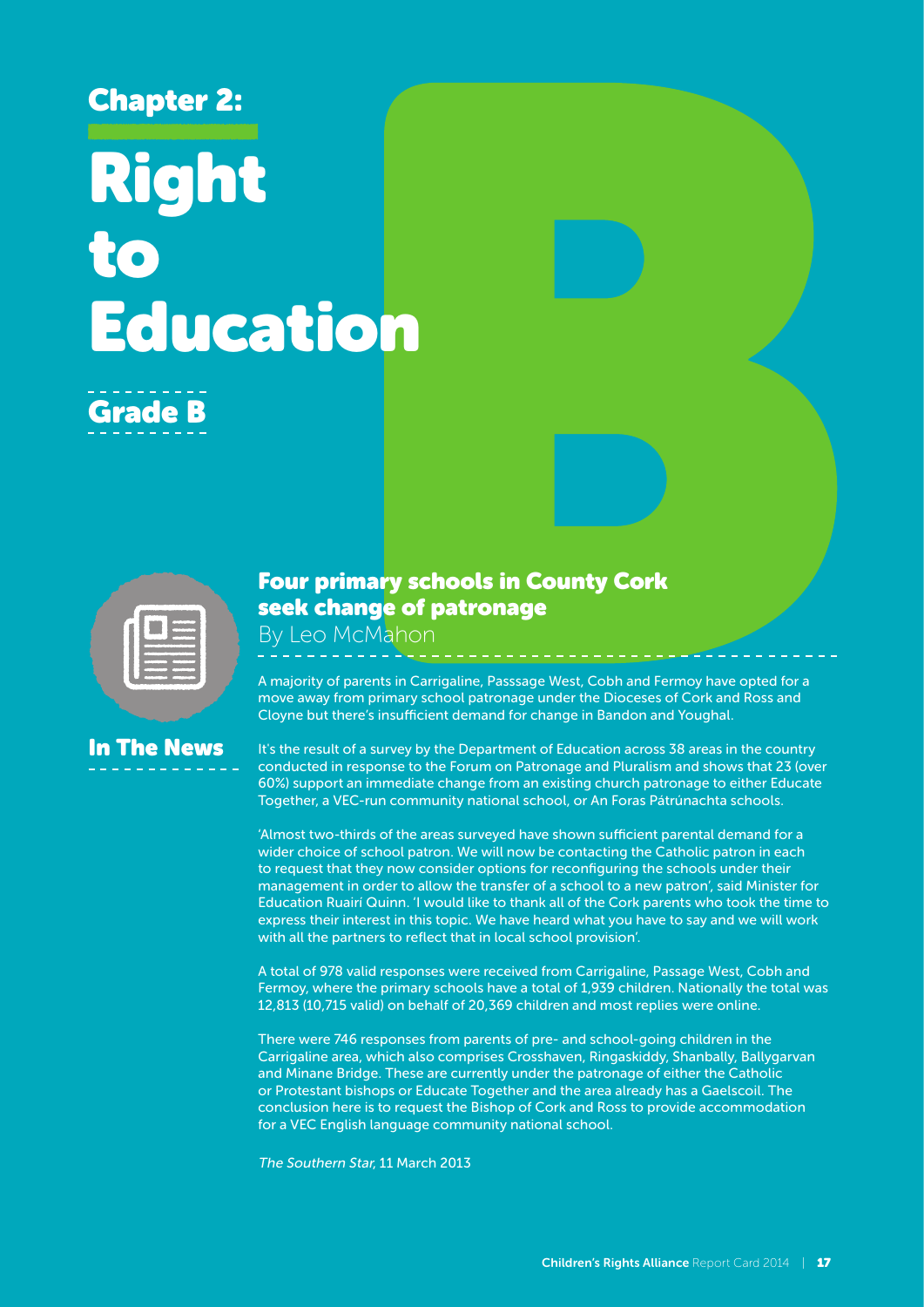# Chapter 2: Right to Education

## Grade B

### In The News

### Four primary schools in County Cork seek change of patronage

By Leo McMahon

A majority of parents in Carrigaline, Passsage West, Cobh and Fermoy have opted for a move away from primary school patronage under the Dioceses of Cork and Ross and Cloyne but there's insufficient demand for change in Bandon and Youghal.

It's the result of a survey by the Department of Education across 38 areas in the country conducted in response to the Forum on Patronage and Pluralism and shows that 23 (over 60%) support an immediate change from an existing church patronage to either Educate Together, a VEC-run community national school, or An Foras Pátrúnachta schools.

'Almost two-thirds of the areas surveyed have shown sufficient parental demand for a wider choice of school patron. We will now be contacting the Catholic patron in each to request that they now consider options for reconfiguring the schools under their management in order to allow the transfer of a school to a new patron', said Minister for Education Ruairí Quinn. 'I would like to thank all of the Cork parents who took the time to express their interest in this topic. We have heard what you have to say and we will work with all the partners to reflect that in local school provision'.

A total of 978 valid responses were received from Carrigaline, Passage West, Cobh and Fermoy, where the primary schools have a total of 1,939 children. Nationally the total was 12,813 (10,715 valid) on behalf of 20,369 children and most replies were online.

There were 746 responses from parents of pre- and school-going children in the Carrigaline area, which also comprises Crosshaven, Ringaskiddy, Shanbally, Ballygarvan and Minane Bridge. These are currently under the patronage of either the Catholic or Protestant bishops or Educate Together and the area already has a Gaelscoil. The conclusion here is to request the Bishop of Cork and Ross to provide accommodation for a VEC English language community national school.

*The Southern Star*, 11 March 2013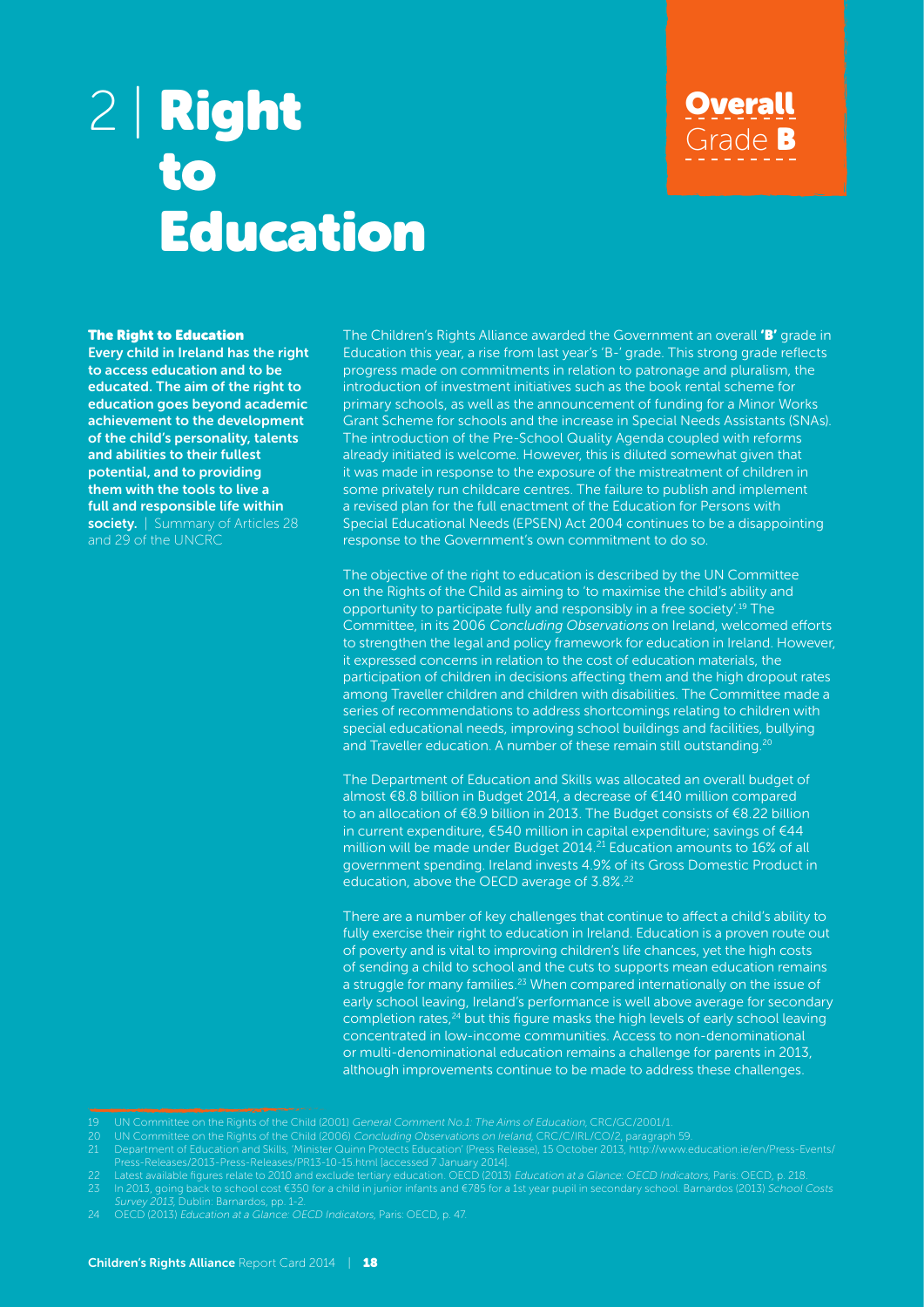# 2 | Right to Education

**Overall** Grade **B**

**The Right to Education**

**Every child in Ireland has the right to access education and to be educated. The aim of the right to education goes beyond academic achievement to the development of the child's personality, talents and abilities to their fullest potential, and to providing them with the tools to live a full and responsible life within society.** | Summary of Articles 28 and 29 of the UNCRC

The Children's Rights Alliance awarded the Government an overall **'B'** grade in Education this year, a rise from last year's 'B-' grade. This strong grade reflects progress made on commitments in relation to patronage and pluralism, the introduction of investment initiatives such as the book rental scheme for primary schools, as well as the announcement of funding for a Minor Works Grant Scheme for schools and the increase in Special Needs Assistants (SNAs). The introduction of the Pre-School Quality Agenda coupled with reforms already initiated is welcome. However, this is diluted somewhat given that it was made in response to the exposure of the mistreatment of children in some privately run childcare centres. The failure to publish and implement a revised plan for the full enactment of the Education for Persons with Special Educational Needs (EPSEN) Act 2004 continues to be a disappointing response to the Government's own commitment to do so.

The objective of the right to education is described by the UN Committee on the Rights of the Child as aiming to 'to maximise the child's ability and opportunity to participate fully and responsibly in a free society'.[19] The Committee, in its 2006 *Concluding Observations* on Ireland, welcomed efforts to strengthen the legal and policy framework for education in Ireland. However, it expressed concerns in relation to the cost of education materials, the participation of children in decisions affecting them and the high dropout rates among Traveller children and children with disabilities. The Committee made a series of recommendations to address shortcomings relating to children with special educational needs, improving school buildings and facilities, bullying and Traveller education. A number of these remain still outstanding.[20]

The Department of Education and Skills was allocated an overall budget of almost €8.8 billion in Budget 2014, a decrease of €140 million compared to an allocation of €8.9 billion in 2013. The Budget consists of €8.22 billion in current expenditure, €540 million in capital expenditure; savings of €44 million will be made under Budget 2014.[21] Education amounts to 16% of all government spending. Ireland invests 4.9% of its Gross Domestic Product in education, above the OECD average of 3.8%.[22]

There are a number of key challenges that continue to affect a child's ability to fully exercise their right to education in Ireland. Education is a proven route out of poverty and is vital to improving children's life chances, yet the high costs of sending a child to school and the cuts to supports mean education remains a struggle for many families.[23] When compared internationally on the issue of early school leaving, Ireland's performance is well above average for secondary completion rates,[24] but this figure masks the high levels of early school leaving concentrated in low-income communities. Access to non-denominational or multi-denominational education remains a challenge for parents in 2013, although improvements continue to be made to address these challenges.

19 UN Committee on the Rights of the Child (2001) *General Comment No.1: The Aims of Education*, CRC/GC/2001/1.
20 UN Committee on the Rights of the Child (2006) *Concluding Observations on Ireland*, CRC/C/IRL/CO/2, paragraph 59.
21 Department of Education and Skills, 'Minister Quinn Protects Education' (Press Release), 15 October 2013, http://www.education.ie/en/Press-Events/Press-Releases/2013-Press-Releases/PR13-10-15.html [accessed 7 January 2014].
22 Latest available figures relate to 2010 and exclude tertiary education. OECD (2013) *Education at a Glance: OECD Indicators*, Paris: OECD, p. 218.
23 In 2013, going back to school cost €350 for a child in junior infants and €785 for a 1st year pupil in secondary school. Barnardos (2013) *School Costs Survey 2013*, Dublin: Barnardos, pp. 1-2.
24 OECD (2013) *Education at a Glance: OECD Indicators*, Paris: OECD, p. 47.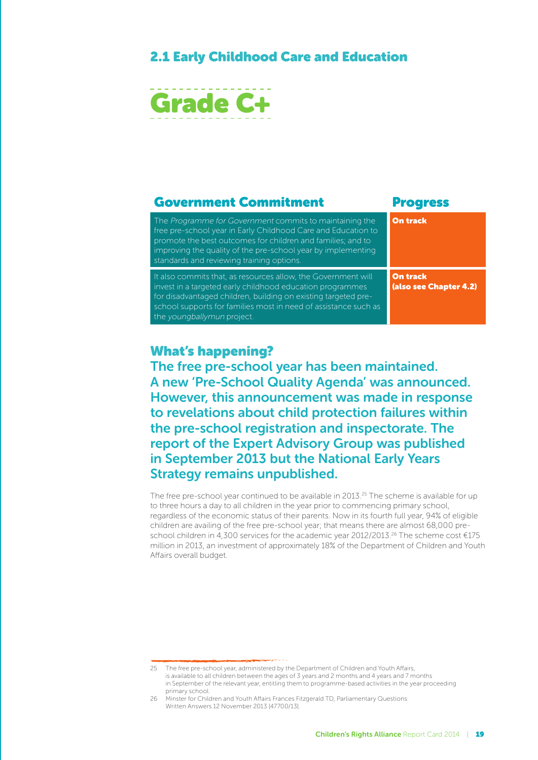## 2.1 Early Childhood Care and Education

# Grade C+

| Government Commitment | Progress |
| --- | --- |
| The *Programme for Government* commits to maintaining the free pre-school year in Early Childhood Care and Education to promote the best outcomes for children and families; and to improving the quality of the pre-school year by implementing standards and reviewing training options. | **On track** |
| It also commits that, as resources allow, the Government will invest in a targeted early childhood education programmes for disadvantaged children, building on existing targeted pre-school supports for families most in need of assistance such as the *youngballymun* project. | **On track (also see Chapter 4.2)** |

### What's happening?

**The free pre-school year has been maintained. A new 'Pre-School Quality Agenda' was announced. However, this announcement was made in response to revelations about child protection failures within the pre-school registration and inspectorate. The report of the Expert Advisory Group was published in September 2013 but the National Early Years Strategy remains unpublished.**

The free pre-school year continued to be available in 2013.[25] The scheme is available for up to three hours a day to all children in the year prior to commencing primary school, regardless of the economic status of their parents. Now in its fourth full year, 94% of eligible children are availing of the free pre-school year; that means there are almost 68,000 pre-school children in 4,300 services for the academic year 2012/2013.[26] The scheme cost €175 million in 2013, an investment of approximately 18% of the Department of Children and Youth Affairs overall budget.

---

25 The free pre-school year, administered by the Department of Children and Youth Affairs, is available to all children between the ages of 3 years and 2 months and 4 years and 7 months in September of the relevant year, entitling them to programme-based activities in the year proceeding primary school.

26 Minster for Children and Youth Affairs Frances Fitzgerald TD, Parliamentary Questions: Written Answers 12 November 2013 [47700/13].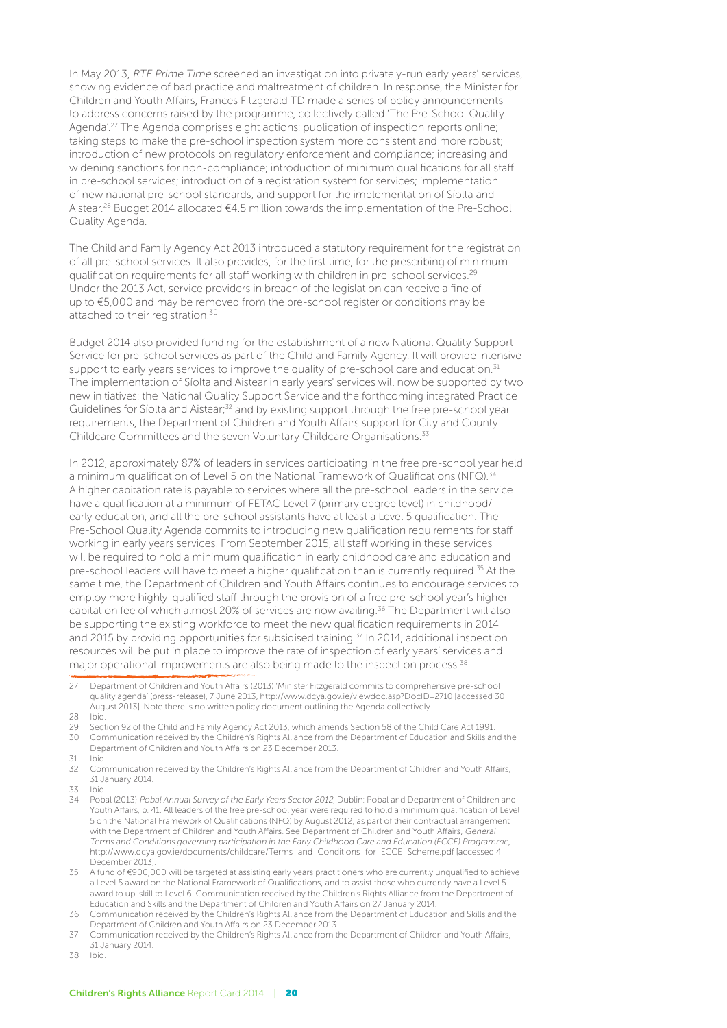In May 2013, *RTE Prime Time* screened an investigation into privately-run early years' services, showing evidence of bad practice and maltreatment of children. In response, the Minister for Children and Youth Affairs, Frances Fitzgerald TD made a series of policy announcements to address concerns raised by the programme, collectively called 'The Pre-School Quality Agenda'.[27] The Agenda comprises eight actions: publication of inspection reports online; taking steps to make the pre-school inspection system more consistent and more robust; introduction of new protocols on regulatory enforcement and compliance; increasing and widening sanctions for non-compliance; introduction of minimum qualifications for all staff in pre-school services; introduction of a registration system for services; implementation of new national pre-school standards; and support for the implementation of Síolta and Aistear.[28] Budget 2014 allocated €4.5 million towards the implementation of the Pre-School Quality Agenda.

The Child and Family Agency Act 2013 introduced a statutory requirement for the registration of all pre-school services. It also provides, for the first time, for the prescribing of minimum qualification requirements for all staff working with children in pre-school services.[29] Under the 2013 Act, service providers in breach of the legislation can receive a fine of up to €5,000 and may be removed from the pre-school register or conditions may be attached to their registration.[30]

Budget 2014 also provided funding for the establishment of a new National Quality Support Service for pre-school services as part of the Child and Family Agency. It will provide intensive support to early years services to improve the quality of pre-school care and education.[31] The implementation of Síolta and Aistear in early years' services will now be supported by two new initiatives: the National Quality Support Service and the forthcoming integrated Practice Guidelines for Síolta and Aistear;[32] and by existing support through the free pre-school year requirements, the Department of Children and Youth Affairs support for City and County Childcare Committees and the seven Voluntary Childcare Organisations.[33]

In 2012, approximately 87% of leaders in services participating in the free pre-school year held a minimum qualification of Level 5 on the National Framework of Qualifications (NFQ).[34] A higher capitation rate is payable to services where all the pre-school leaders in the service have a qualification at a minimum of FETAC Level 7 (primary degree level) in childhood/early education, and all the pre-school assistants have at least a Level 5 qualification. The Pre-School Quality Agenda commits to introducing new qualification requirements for staff working in early years services. From September 2015, all staff working in these services will be required to hold a minimum qualification in early childhood care and education and pre-school leaders will have to meet a higher qualification than is currently required.[35] At the same time, the Department of Children and Youth Affairs continues to encourage services to employ more highly-qualified staff through the provision of a free pre-school year's higher capitation fee of which almost 20% of services are now availing.[36] The Department will also be supporting the existing workforce to meet the new qualification requirements in 2014 and 2015 by providing opportunities for subsidised training.[37] In 2014, additional inspection resources will be put in place to improve the rate of inspection of early years' services and major operational improvements are also being made to the inspection process.[38]

---

27 Department of Children and Youth Affairs (2013) 'Minister Fitzgerald commits to comprehensive pre-school quality agenda' (press-release), 7 June 2013, http://www.dcya.gov.ie/viewdoc.asp?DocID=2710 [accessed 30 August 2013]. Note there is no written policy document outlining the Agenda collectively.

28 Ibid.

29 Section 92 of the Child and Family Agency Act 2013, which amends Section 58 of the Child Care Act 1991.

30 Communication received by the Children's Rights Alliance from the Department of Education and Skills and the Department of Children and Youth Affairs on 23 December 2013.

31 Ibid.

32 Communication received by the Children's Rights Alliance from the Department of Children and Youth Affairs, 31 January 2014.

33 Ibid.

34 Pobal (2013) *Pobal Annual Survey of the Early Years Sector 2012*, Dublin: Pobal and Department of Children and Youth Affairs, p. 41. All leaders of the free pre-school year were required to hold a minimum qualification of Level 5 on the National Framework of Qualifications (NFQ) by August 2012, as part of their contractual arrangement with the Department of Children and Youth Affairs. See Department of Children and Youth Affairs, *General Terms and Conditions governing participation in the Early Childhood Care and Education (ECCE) Programme*, http://www.dcya.gov.ie/documents/childcare/Terms_and_Conditions_for_ECCE_Scheme.pdf [accessed 4 December 2013].

35 A fund of €900,000 will be targeted at assisting early years practitioners who are currently unqualified to achieve a Level 5 award on the National Framework of Qualifications, and to assist those who currently have a Level 5 award to up-skill to Level 6. Communication received by the Children's Rights Alliance from the Department of Education and Skills and the Department of Children and Youth Affairs on 27 January 2014.

36 Communication received by the Children's Rights Alliance from the Department of Education and Skills and the Department of Children and Youth Affairs on 23 December 2013.

37 Communication received by the Children's Rights Alliance from the Department of Children and Youth Affairs, 31 January 2014.

38 Ibid.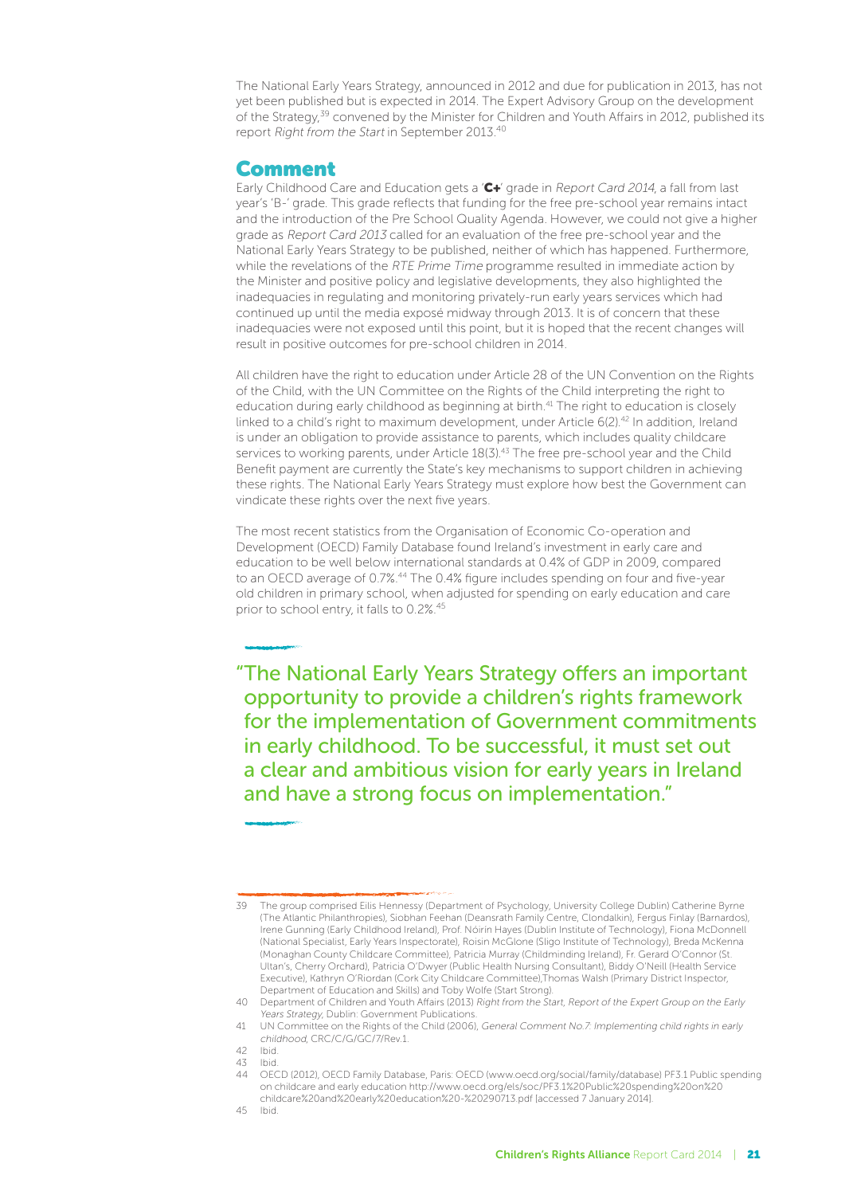The National Early Years Strategy, announced in 2012 and due for publication in 2013, has not yet been published but is expected in 2014. The Expert Advisory Group on the development of the Strategy,[39] convened by the Minister for Children and Youth Affairs in 2012, published its report *Right from the Start* in September 2013.[40]

## Comment

Early Childhood Care and Education gets a '**C+**' grade in *Report Card 2014*, a fall from last year's 'B-' grade. This grade reflects that funding for the free pre-school year remains intact and the introduction of the Pre School Quality Agenda. However, we could not give a higher grade as *Report Card 2013* called for an evaluation of the free pre-school year and the National Early Years Strategy to be published, neither of which has happened. Furthermore, while the revelations of the *RTE Prime Time* programme resulted in immediate action by the Minister and positive policy and legislative developments, they also highlighted the inadequacies in regulating and monitoring privately-run early years services which had continued up until the media exposé midway through 2013. It is of concern that these inadequacies were not exposed until this point, but it is hoped that the recent changes will result in positive outcomes for pre-school children in 2014.

All children have the right to education under Article 28 of the UN Convention on the Rights of the Child, with the UN Committee on the Rights of the Child interpreting the right to education during early childhood as beginning at birth.[41] The right to education is closely linked to a child's right to maximum development, under Article 6(2).[42] In addition, Ireland is under an obligation to provide assistance to parents, which includes quality childcare services to working parents, under Article 18(3).[43] The free pre-school year and the Child Benefit payment are currently the State's key mechanisms to support children in achieving these rights. The National Early Years Strategy must explore how best the Government can vindicate these rights over the next five years.

The most recent statistics from the Organisation of Economic Co-operation and Development (OECD) Family Database found Ireland's investment in early care and education to be well below international standards at 0.4% of GDP in 2009, compared to an OECD average of 0.7%.[44] The 0.4% figure includes spending on four and five-year old children in primary school, when adjusted for spending on early education and care prior to school entry, it falls to 0.2%.[45]

> "The National Early Years Strategy offers an important opportunity to provide a children's rights framework for the implementation of Government commitments in early childhood. To be successful, it must set out a clear and ambitious vision for early years in Ireland and have a strong focus on implementation."

---

39 The group comprised Eilis Hennessy (Department of Psychology, University College Dublin) Catherine Byrne (The Atlantic Philanthropies), Siobhan Feehan (Deansrath Family Centre, Clondalkin), Fergus Finlay (Barnardos), Irene Gunning (Early Childhood Ireland), Prof. Nóirín Hayes (Dublin Institute of Technology), Fiona McDonnell (National Specialist, Early Years Inspectorate), Roisin McGlone (Sligo Institute of Technology), Breda McKenna (Monaghan County Childcare Committee), Patricia Murray (Childminding Ireland), Fr. Gerard O'Connor (St. Ultan's, Cherry Orchard), Patricia O'Dwyer (Public Health Nursing Consultant), Biddy O'Neill (Health Service Executive), Kathryn O'Riordan (Cork City Childcare Committee),Thomas Walsh (Primary District Inspector, Department of Education and Skills) and Toby Wolfe (Start Strong).

40 Department of Children and Youth Affairs (2013) *Right from the Start, Report of the Expert Group on the Early Years Strategy*, Dublin: Government Publications.

41 UN Committee on the Rights of the Child (2006), *General Comment No.7: Implementing child rights in early childhood*, CRC/C/G/GC/7/Rev.1.

42 Ibid.

43 Ibid.

44 OECD (2012), OECD Family Database, Paris: OECD (www.oecd.org/social/family/database) PF3.1 Public spending on childcare and early education http://www.oecd.org/els/soc/PF3.1%20Public%20spending%20on%20childcare%20and%20early%20education%20-%20290713.pdf [accessed 7 January 2014].

45 Ibid.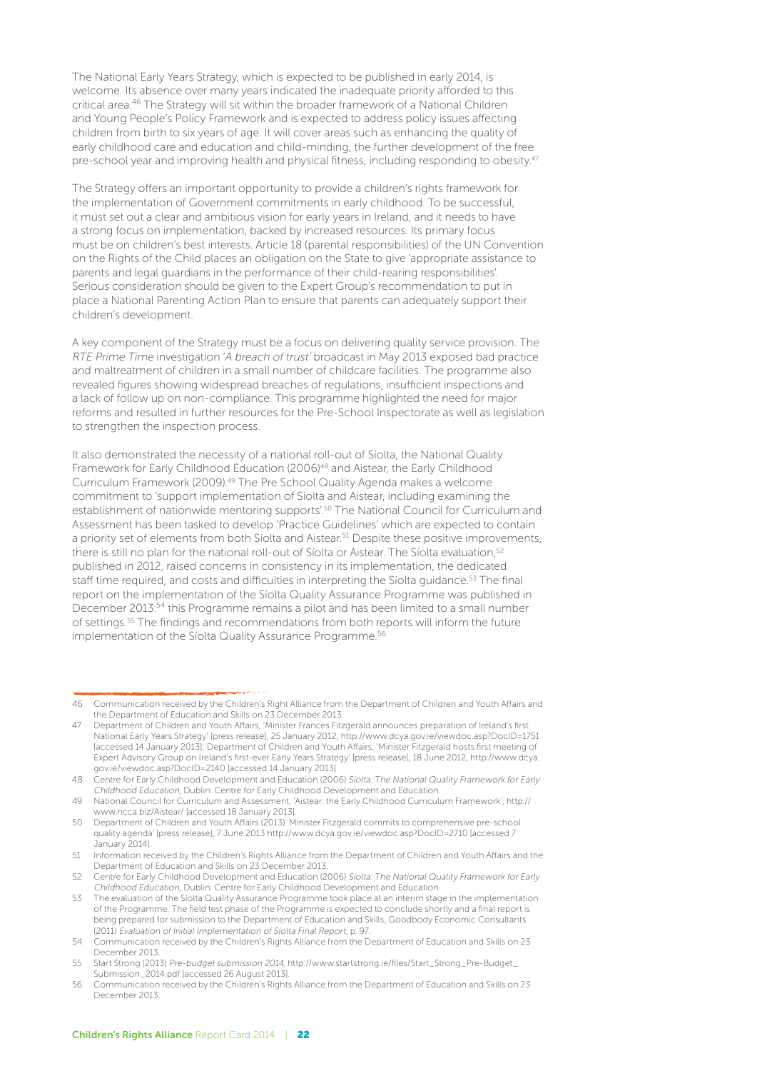The National Early Years Strategy, which is expected to be published in early 2014, is welcome. Its absence over many years indicated the inadequate priority afforded to this critical area.[46] The Strategy will sit within the broader framework of a National Children and Young People's Policy Framework and is expected to address policy issues affecting children from birth to six years of age. It will cover areas such as enhancing the quality of early childhood care and education and child-minding, the further development of the free pre-school year and improving health and physical fitness, including responding to obesity.[47]

The Strategy offers an important opportunity to provide a children's rights framework for the implementation of Government commitments in early childhood. To be successful, it must set out a clear and ambitious vision for early years in Ireland, and it needs to have a strong focus on implementation, backed by increased resources. Its primary focus must be on children's best interests. Article 18 (parental responsibilities) of the UN Convention on the Rights of the Child places an obligation on the State to give 'appropriate assistance to parents and legal guardians in the performance of their child-rearing responsibilities'. Serious consideration should be given to the Expert Group's recommendation to put in place a National Parenting Action Plan to ensure that parents can adequately support their children's development.

A key component of the Strategy must be a focus on delivering quality service provision. The *RTE Prime Time* investigation '*A breach of trust*' broadcast in May 2013 exposed bad practice and maltreatment of children in a small number of childcare facilities. The programme also revealed figures showing widespread breaches of regulations, insufficient inspections and a lack of follow up on non-compliance. This programme highlighted the need for major reforms and resulted in further resources for the Pre-School Inspectorate as well as legislation to strengthen the inspection process.

It also demonstrated the necessity of a national roll-out of Síolta, the National Quality Framework for Early Childhood Education (2006)[48] and Aistear, the Early Childhood Curriculum Framework (2009).[49] The Pre School Quality Agenda makes a welcome commitment to 'support implementation of Síolta and Aistear, including examining the establishment of nationwide mentoring supports'.[50] The National Council for Curriculum and Assessment has been tasked to develop 'Practice Guidelines' which are expected to contain a priority set of elements from both Síolta and Aistear.[51] Despite these positive improvements, there is still no plan for the national roll-out of Síolta or Aistear. The Síolta evaluation,[52] published in 2012, raised concerns in consistency in its implementation, the dedicated staff time required, and costs and difficulties in interpreting the Síolta guidance.[53] The final report on the implementation of the Síolta Quality Assurance Programme was published in December 2013:[54] this Programme remains a pilot and has been limited to a small number of settings.[55] The findings and recommendations from both reports will inform the future implementation of the Síolta Quality Assurance Programme.[56]

---

46 Communication received by the Children's Right Alliance from the Department of Children and Youth Affairs and the Department of Education and Skills on 23 December 2013.

47 Department of Children and Youth Affairs, 'Minister Frances Fitzgerald announces preparation of Ireland's first National Early Years Strategy' [press release], 25 January 2012, http://www.dcya.gov.ie/viewdoc.asp?DocID=1751 [accessed 14 January 2013]; Department of Children and Youth Affairs, 'Minister Fitzgerald hosts first meeting of Expert Advisory Group on Ireland's first-ever Early Years Strategy' [press release], 18 June 2012, http://www.dcya.gov.ie/viewdoc.asp?DocID=2140 [accessed 14 January 2013].

48 Centre for Early Childhood Development and Education (2006) *Síolta: The National Quality Framework for Early Childhood Education*, Dublin: Centre for Early Childhood Development and Education.

49 National Council for Curriculum and Assessment, 'Aistear: the Early Childhood Curriculum Framework', http://www.ncca.biz/Aistear/ [accessed 18 January 2013].

50 Department of Children and Youth Affairs (2013) 'Minister Fitzgerald commits to comprehensive pre-school quality agenda' [press release], 7 June 2013 http://www.dcya.gov.ie/viewdoc.asp?DocID=2710 [accessed 7 January 2014].

51 Information received by the Children's Rights Alliance from the Department of Children and Youth Affairs and the Department of Education and Skills on 23 December 2013.

52 Centre for Early Childhood Development and Education (2006) *Síolta: The National Quality Framework for Early Childhood Education*, Dublin: Centre for Early Childhood Development and Education.

53 The evaluation of the Síolta Quality Assurance Programme took place at an interim stage in the implementation of the Programme. The field test phase of the Programme is expected to conclude shortly and a final report is being prepared for submission to the Department of Education and Skills, Goodbody Economic Consultants (2011) *Evaluation of Initial Implementation of Síolta Final Report*, p. 97.

54 Communication received by the Children's Rights Alliance from the Department of Education and Skills on 23 December 2013.

55 Start Strong (2013) *Pre-budget submission 2014*, http://www.startstrong.ie/files/Start_Strong_Pre-Budget_Submission_2014.pdf [accessed 26 August 2013].

56 Communication received by the Children's Rights Alliance from the Department of Education and Skills on 23 December 2013.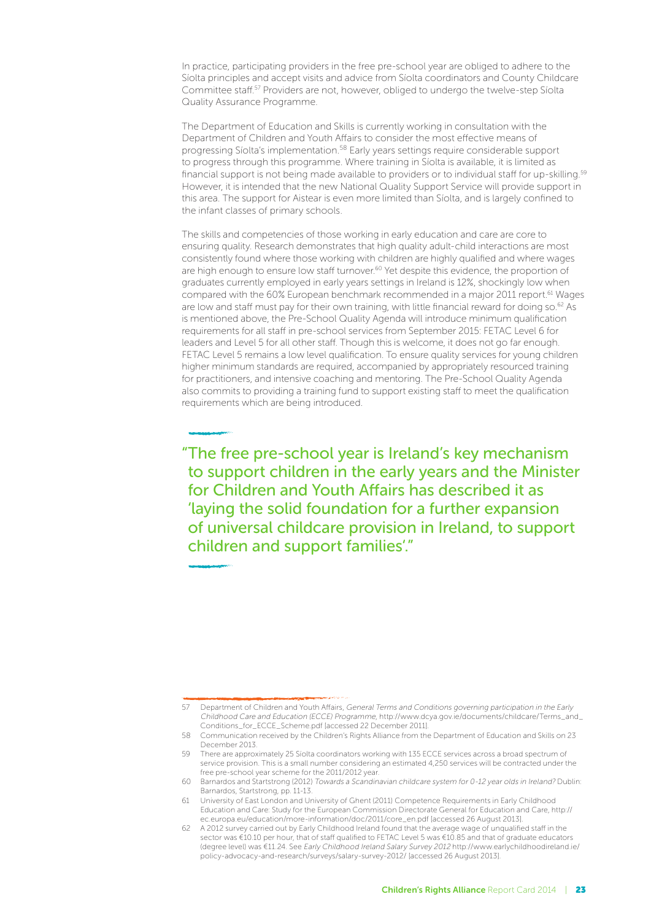In practice, participating providers in the free pre-school year are obliged to adhere to the Síolta principles and accept visits and advice from Síolta coordinators and County Childcare Committee staff.[57] Providers are not, however, obliged to undergo the twelve-step Síolta Quality Assurance Programme.

The Department of Education and Skills is currently working in consultation with the Department of Children and Youth Affairs to consider the most effective means of progressing Síolta's implementation.[58] Early years settings require considerable support to progress through this programme. Where training in Síolta is available, it is limited as financial support is not being made available to providers or to individual staff for up-skilling.[59] However, it is intended that the new National Quality Support Service will provide support in this area. The support for Aistear is even more limited than Síolta, and is largely confined to the infant classes of primary schools.

The skills and competencies of those working in early education and care are core to ensuring quality. Research demonstrates that high quality adult-child interactions are most consistently found where those working with children are highly qualified and where wages are high enough to ensure low staff turnover.[60] Yet despite this evidence, the proportion of graduates currently employed in early years settings in Ireland is 12%, shockingly low when compared with the 60% European benchmark recommended in a major 2011 report.[61] Wages are low and staff must pay for their own training, with little financial reward for doing so.[62] As is mentioned above, the Pre-School Quality Agenda will introduce minimum qualification requirements for all staff in pre-school services from September 2015: FETAC Level 6 for leaders and Level 5 for all other staff. Though this is welcome, it does not go far enough. FETAC Level 5 remains a low level qualification. To ensure quality services for young children higher minimum standards are required, accompanied by appropriately resourced training for practitioners, and intensive coaching and mentoring. The Pre-School Quality Agenda also commits to providing a training fund to support existing staff to meet the qualification requirements which are being introduced.

> "The free pre-school year is Ireland's key mechanism to support children in the early years and the Minister for Children and Youth Affairs has described it as 'laying the solid foundation for a further expansion of universal childcare provision in Ireland, to support children and support families'."

---

57 Department of Children and Youth Affairs, *General Terms and Conditions governing participation in the Early Childhood Care and Education (ECCE) Programme*, http://www.dcya.gov.ie/documents/childcare/Terms_and_Conditions_for_ECCE_Scheme.pdf [accessed 22 December 2011].

58 Communication received by the Children's Rights Alliance from the Department of Education and Skills on 23 December 2013.

59 There are approximately 25 Síolta coordinators working with 135 ECCE services across a broad spectrum of service provision. This is a small number considering an estimated 4,250 services will be contracted under the free pre-school year scheme for the 2011/2012 year.

60 Barnardos and Startstrong (2012) *Towards a Scandinavian childcare system for 0-12 year olds in Ireland?* Dublin: Barnardos, Startstrong, pp. 11-13.

61 University of East London and University of Ghent (2011) Competence Requirements in Early Childhood Education and Care: Study for the European Commission Directorate General for Education and Care, http://ec.europa.eu/education/more-information/doc/2011/core_en.pdf [accessed 26 August 2013].

62 A 2012 survey carried out by Early Childhood Ireland found that the average wage of unqualified staff in the sector was €10.10 per hour, that of staff qualified to FETAC Level 5 was €10.85 and that of graduate educators (degree level) was €11.24. See *Early Childhood Ireland Salary Survey 2012* http://www.earlychildhoodireland.ie/policy-advocacy-and-research/surveys/salary-survey-2012/ [accessed 26 August 2013].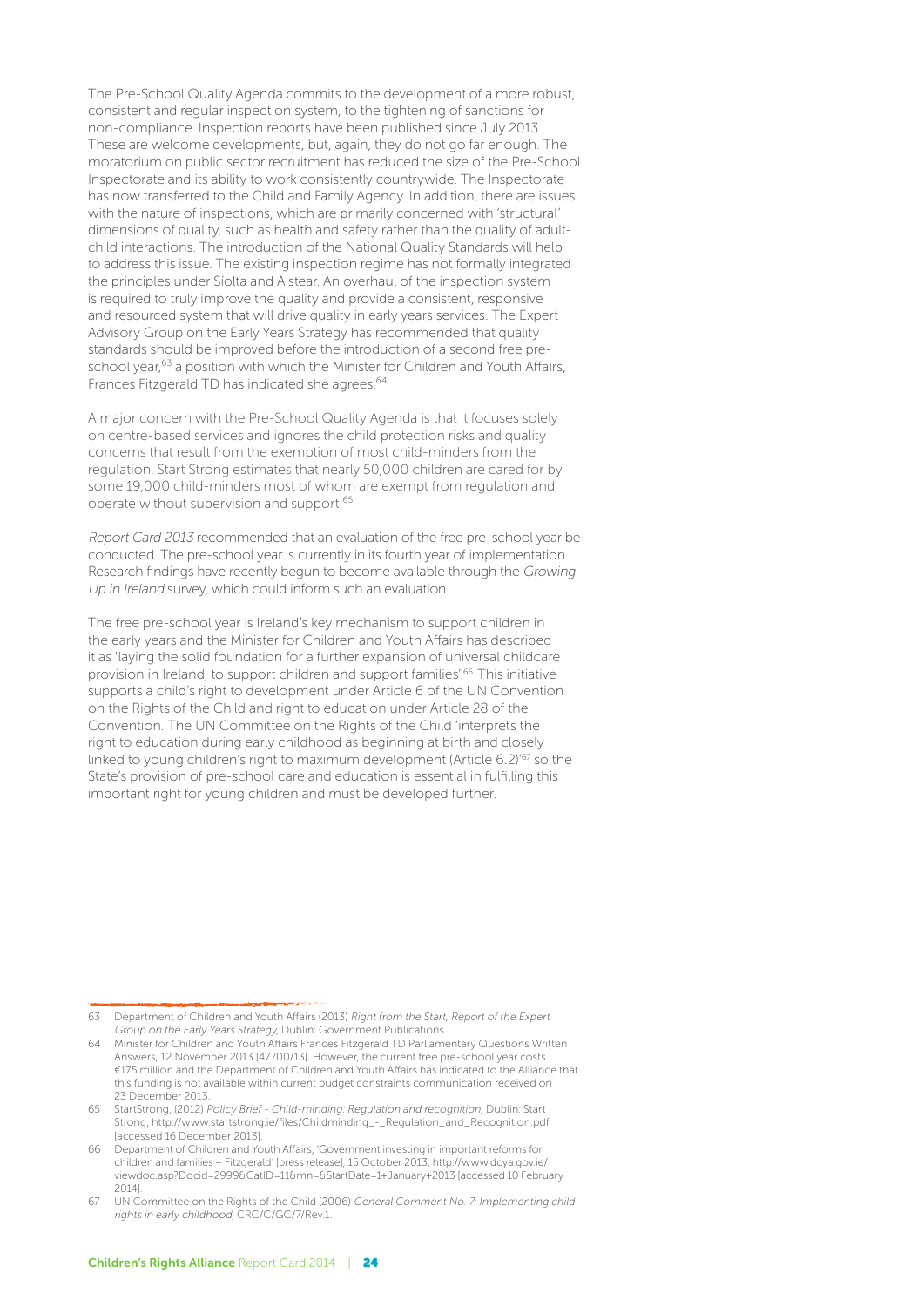The Pre-School Quality Agenda commits to the development of a more robust, consistent and regular inspection system, to the tightening of sanctions for non-compliance. Inspection reports have been published since July 2013. These are welcome developments, but, again, they do not go far enough. The moratorium on public sector recruitment has reduced the size of the Pre-School Inspectorate and its ability to work consistently countrywide. The Inspectorate has now transferred to the Child and Family Agency. In addition, there are issues with the nature of inspections, which are primarily concerned with 'structural' dimensions of quality, such as health and safety rather than the quality of adult-child interactions. The introduction of the National Quality Standards will help to address this issue. The existing inspection regime has not formally integrated the principles under Síolta and Aistear. An overhaul of the inspection system is required to truly improve the quality and provide a consistent, responsive and resourced system that will drive quality in early years services. The Expert Advisory Group on the Early Years Strategy has recommended that quality standards should be improved before the introduction of a second free pre-school year,[63] a position with which the Minister for Children and Youth Affairs, Frances Fitzgerald TD has indicated she agrees.[64]

A major concern with the Pre-School Quality Agenda is that it focuses solely on centre-based services and ignores the child protection risks and quality concerns that result from the exemption of most child-minders from the regulation. Start Strong estimates that nearly 50,000 children are cared for by some 19,000 child-minders most of whom are exempt from regulation and operate without supervision and support.[65]

*Report Card 2013* recommended that an evaluation of the free pre-school year be conducted. The pre-school year is currently in its fourth year of implementation. Research findings have recently begun to become available through the *Growing Up in Ireland* survey, which could inform such an evaluation.

The free pre-school year is Ireland's key mechanism to support children in the early years and the Minister for Children and Youth Affairs has described it as 'laying the solid foundation for a further expansion of universal childcare provision in Ireland, to support children and support families'.[66] This initiative supports a child's right to development under Article 6 of the UN Convention on the Rights of the Child and right to education under Article 28 of the Convention. The UN Committee on the Rights of the Child 'interprets the right to education during early childhood as beginning at birth and closely linked to young children's right to maximum development (Article 6.2)'[67] so the State's provision of pre-school care and education is essential in fulfilling this important right for young children and must be developed further.

---

63 Department of Children and Youth Affairs (2013) *Right from the Start, Report of the Expert Group on the Early Years Strategy,* Dublin: Government Publications.

64 Minister for Children and Youth Affairs Frances Fitzgerald TD Parliamentary Questions Written Answers, 12 November 2013 [47700/13]. However, the current free pre-school year costs €175 million and the Department of Children and Youth Affairs has indicated to the Alliance that this funding is not available within current budget constraints communication received on 23 December 2013.

65 StartStrong, (2012) *Policy Brief - Child-minding: Regulation and recognition,* Dublin: Start Strong, http://www.startstrong.ie/files/Childminding_-_Regulation_and_Recognition.pdf [accessed 16 December 2013].

66 Department of Children and Youth Affairs, 'Government investing in important reforms for children and families – Fitzgerald' [press release], 15 October 2013, http://www.dcya.gov.ie/viewdoc.asp?Docid=2999&CatID=11&mn=&StartDate=1+January+2013 [accessed 10 February 2014].

67 UN Committee on the Rights of the Child (2006) *General Comment No. 7: Implementing child rights in early childhood,* CRC/C/GC/7/Rev.1.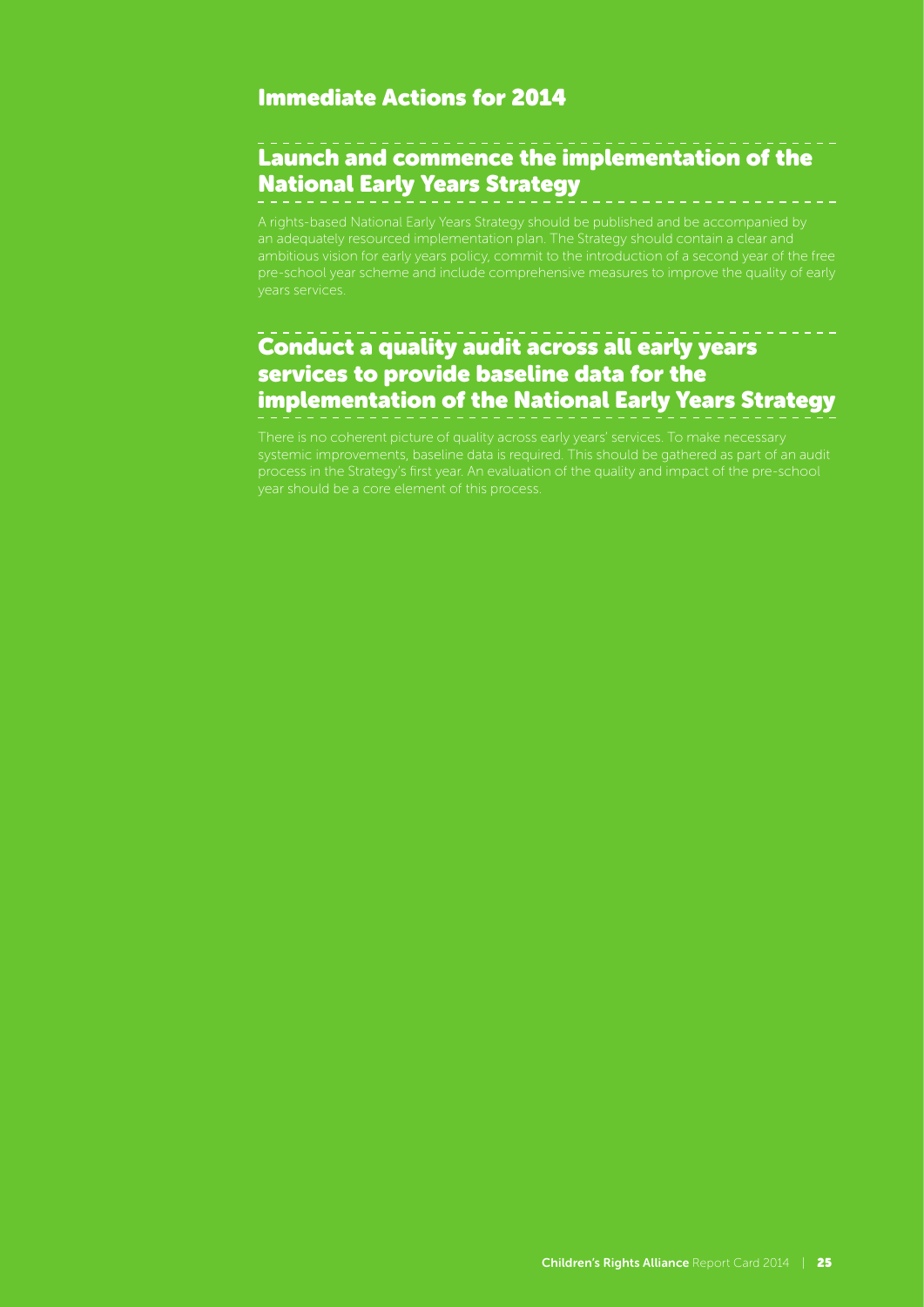## Immediate Actions for 2014

### Launch and commence the implementation of the National Early Years Strategy

A rights-based National Early Years Strategy should be published and be accompanied by an adequately resourced implementation plan. The Strategy should contain a clear and ambitious vision for early years policy, commit to the introduction of a second year of the free pre-school year scheme and include comprehensive measures to improve the quality of early years services.

### Conduct a quality audit across all early years services to provide baseline data for the implementation of the National Early Years Strategy

There is no coherent picture of quality across early years' services. To make necessary systemic improvements, baseline data is required. This should be gathered as part of an audit process in the Strategy's first year. An evaluation of the quality and impact of the pre-school year should be a core element of this process.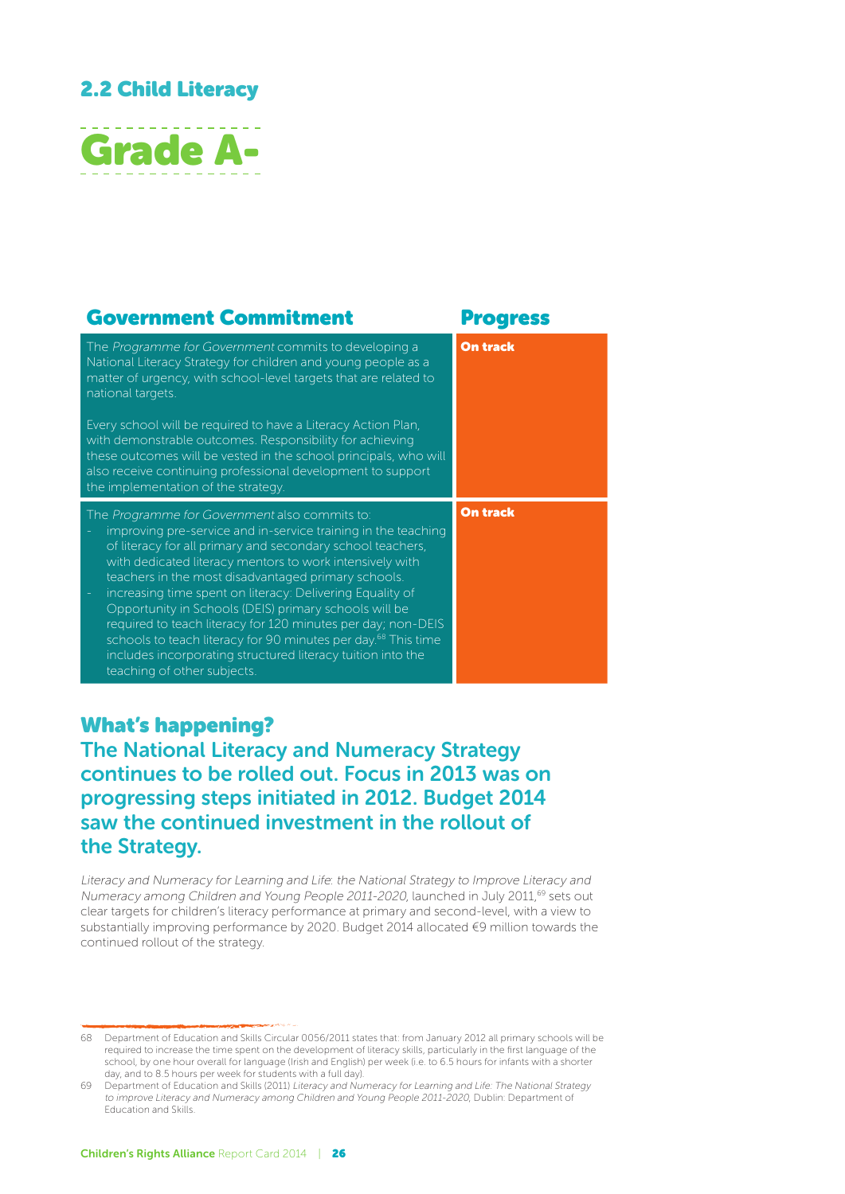## 2.2 Child Literacy

# Grade A-

| Government Commitment | Progress |
| --- | --- |
| The *Programme for Government* commits to developing a National Literacy Strategy for children and young people as a matter of urgency, with school-level targets that are related to national targets.<br><br>Every school will be required to have a Literacy Action Plan, with demonstrable outcomes. Responsibility for achieving these outcomes will be vested in the school principals, who will also receive continuing professional development to support the implementation of the strategy. | **On track** |
| The *Programme for Government* also commits to:<br>- improving pre-service and in-service training in the teaching of literacy for all primary and secondary school teachers, with dedicated literacy mentors to work intensively with teachers in the most disadvantaged primary schools.<br>- increasing time spent on literacy: Delivering Equality of Opportunity in Schools (DEIS) primary schools will be required to teach literacy for 120 minutes per day; non-DEIS schools to teach literacy for 90 minutes per day.[68] This time includes incorporating structured literacy tuition into the teaching of other subjects. | **On track** |

## What's happening?

### The National Literacy and Numeracy Strategy continues to be rolled out. Focus in 2013 was on progressing steps initiated in 2012. Budget 2014 saw the continued investment in the rollout of the Strategy.

*Literacy and Numeracy for Learning and Life: the National Strategy to Improve Literacy and Numeracy among Children and Young People 2011-2020,* launched in July 2011,[69] sets out clear targets for children's literacy performance at primary and second-level, with a view to substantially improving performance by 2020. Budget 2014 allocated €9 million towards the continued rollout of the strategy.

---

68 Department of Education and Skills Circular 0056/2011 states that: from January 2012 all primary schools will be required to increase the time spent on the development of literacy skills, particularly in the first language of the school, by one hour overall for language (Irish and English) per week (i.e. to 6.5 hours for infants with a shorter day, and to 8.5 hours per week for students with a full day).

69 Department of Education and Skills (2011) *Literacy and Numeracy for Learning and Life: The National Strategy to improve Literacy and Numeracy among Children and Young People 2011-2020,* Dublin: Department of Education and Skills.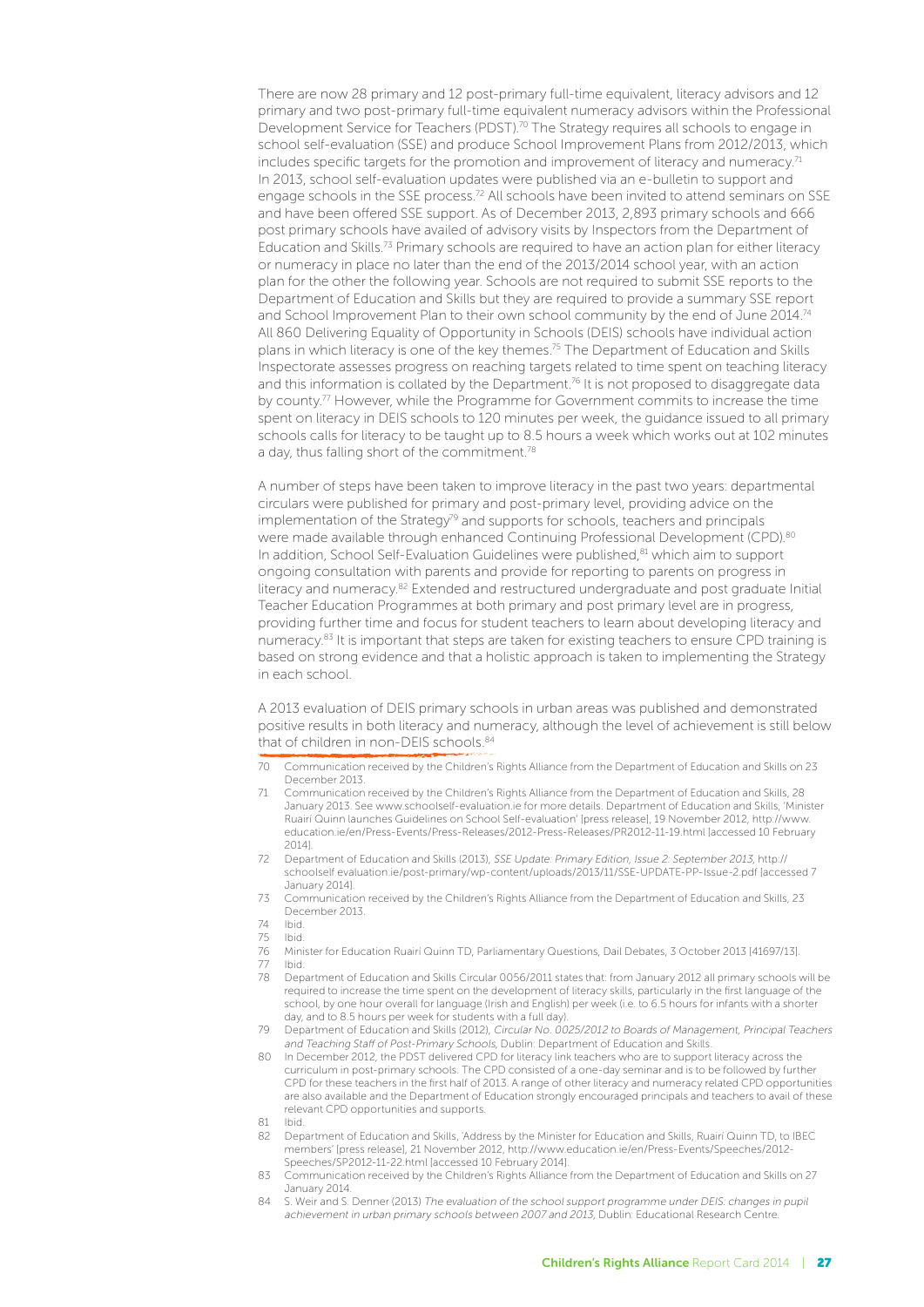There are now 28 primary and 12 post-primary full-time equivalent, literacy advisors and 12 primary and two post-primary full-time equivalent numeracy advisors within the Professional Development Service for Teachers (PDST).[70] The Strategy requires all schools to engage in school self-evaluation (SSE) and produce School Improvement Plans from 2012/2013, which includes specific targets for the promotion and improvement of literacy and numeracy.[71] In 2013, school self-evaluation updates were published via an e-bulletin to support and engage schools in the SSE process.[72] All schools have been invited to attend seminars on SSE and have been offered SSE support. As of December 2013, 2,893 primary schools and 666 post primary schools have availed of advisory visits by Inspectors from the Department of Education and Skills.[73] Primary schools are required to have an action plan for either literacy or numeracy in place no later than the end of the 2013/2014 school year, with an action plan for the other the following year. Schools are not required to submit SSE reports to the Department of Education and Skills but they are required to provide a summary SSE report and School Improvement Plan to their own school community by the end of June 2014.[74] All 860 Delivering Equality of Opportunity in Schools (DEIS) schools have individual action plans in which literacy is one of the key themes.[75] The Department of Education and Skills Inspectorate assesses progress on reaching targets related to time spent on teaching literacy and this information is collated by the Department.[76] It is not proposed to disaggregate data by county.[77] However, while the Programme for Government commits to increase the time spent on literacy in DEIS schools to 120 minutes per week, the guidance issued to all primary schools calls for literacy to be taught up to 8.5 hours a week which works out at 102 minutes a day, thus falling short of the commitment.[78]

A number of steps have been taken to improve literacy in the past two years: departmental circulars were published for primary and post-primary level, providing advice on the implementation of the Strategy[79] and supports for schools, teachers and principals were made available through enhanced Continuing Professional Development (CPD).[80] In addition, School Self-Evaluation Guidelines were published,[81] which aim to support ongoing consultation with parents and provide for reporting to parents on progress in literacy and numeracy.[82] Extended and restructured undergraduate and post graduate Initial Teacher Education Programmes at both primary and post primary level are in progress, providing further time and focus for student teachers to learn about developing literacy and numeracy.[83] It is important that steps are taken for existing teachers to ensure CPD training is based on strong evidence and that a holistic approach is taken to implementing the Strategy in each school.

A 2013 evaluation of DEIS primary schools in urban areas was published and demonstrated positive results in both literacy and numeracy, although the level of achievement is still below that of children in non-DEIS schools.[84]

---

70 Communication received by the Children's Rights Alliance from the Department of Education and Skills on 23 December 2013.

71 Communication received by the Children's Rights Alliance from the Department of Education and Skills, 28 January 2013. See www.schoolself-evaluation.ie for more details. Department of Education and Skills, 'Minister Ruairí Quinn launches Guidelines on School Self-evaluation' [press release], 19 November 2012, http://www.education.ie/en/Press-Events/Press-Releases/2012-Press-Releases/PR2012-11-19.html [accessed 10 February 2014].

72 Department of Education and Skills (2013), *SSE Update: Primary Edition, Issue 2: September 2013*, http://schoolself evaluation.ie/post-primary/wp-content/uploads/2013/11/SSE-UPDATE-PP-Issue-2.pdf [accessed 7 January 2014].

73 Communication received by the Children's Rights Alliance from the Department of Education and Skills, 23 December 2013.

74 Ibid.

75 Ibid.

76 Minister for Education Ruairí Quinn TD, Parliamentary Questions, Dail Debates, 3 October 2013 [41697/13].

77 Ibid.

78 Department of Education and Skills Circular 0056/2011 states that: from January 2012 all primary schools will be required to increase the time spent on the development of literacy skills, particularly in the first language of the school, by one hour overall for language (Irish and English) per week (i.e. to 6.5 hours for infants with a shorter day, and to 8.5 hours per week for students with a full day).

79 Department of Education and Skills (2012), *Circular No. 0025/2012 to Boards of Management, Principal Teachers and Teaching Staff of Post-Primary Schools*, Dublin: Department of Education and Skills.

80 In December 2012, the PDST delivered CPD for literacy link teachers who are to support literacy across the curriculum in post-primary schools. The CPD consisted of a one-day seminar and is to be followed by further CPD for these teachers in the first half of 2013. A range of other literacy and numeracy related CPD opportunities are also available and the Department of Education strongly encouraged principals and teachers to avail of these relevant CPD opportunities and supports.

81 Ibid.

82 Department of Education and Skills, 'Address by the Minister for Education and Skills, Ruairí Quinn TD, to IBEC members' [press release], 21 November 2012, http://www.education.ie/en/Press-Events/Speeches/2012-Speeches/SP2012-11-22.html [accessed 10 February 2014].

83 Communication received by the Children's Rights Alliance from the Department of Education and Skills on 27 January 2014.

84 S. Weir and S. Denner (2013) *The evaluation of the school support programme under DEIS: changes in pupil achievement in urban primary schools between 2007 and 2013*, Dublin: Educational Research Centre.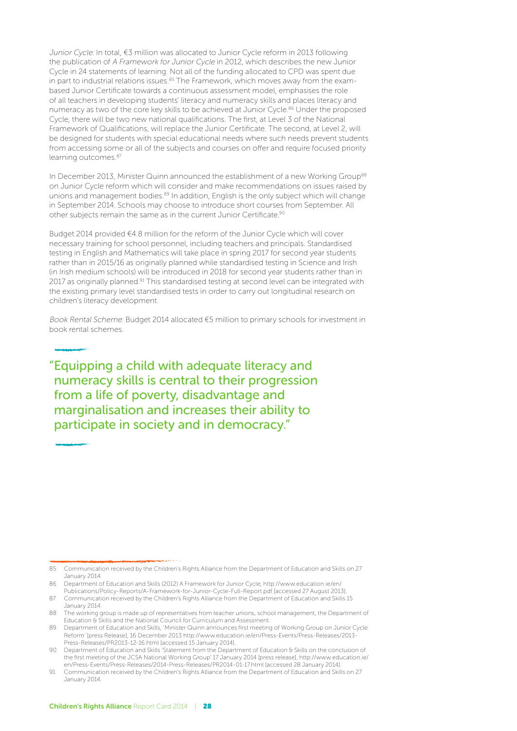*Junior Cycle:* In total, €3 million was allocated to Junior Cycle reform in 2013 following the publication of *A Framework for Junior Cycle* in 2012, which describes the new Junior Cycle in 24 statements of learning. Not all of the funding allocated to CPD was spent due in part to industrial relations issues.[85] The Framework, which moves away from the exam-based Junior Certificate towards a continuous assessment model, emphasises the role of all teachers in developing students' literacy and numeracy skills and places literacy and numeracy as two of the core key skills to be achieved at Junior Cycle.[86] Under the proposed Cycle, there will be two new national qualifications. The first, at Level 3 of the National Framework of Qualifications, will replace the Junior Certificate. The second, at Level 2, will be designed for students with special educational needs where such needs prevent students from accessing some or all of the subjects and courses on offer and require focused priority learning outcomes.[87]

In December 2013, Minister Quinn announced the establishment of a new Working Group[88] on Junior Cycle reform which will consider and make recommendations on issues raised by unions and management bodies.[89] In addition, English is the only subject which will change in September 2014. Schools may choose to introduce short courses from September. All other subjects remain the same as in the current Junior Certificate.[90]

Budget 2014 provided €4.8 million for the reform of the Junior Cycle which will cover necessary training for school personnel, including teachers and principals. Standardised testing in English and Mathematics will take place in spring 2017 for second year students rather than in 2015/16 as originally planned while standardised testing in Science and Irish (in Irish medium schools) will be introduced in 2018 for second year students rather than in 2017 as originally planned.[91] This standardised testing at second level can be integrated with the existing primary level standardised tests in order to carry out longitudinal research on children's literacy development.

*Book Rental Scheme*: Budget 2014 allocated €5 million to primary schools for investment in book rental schemes.

> "Equipping a child with adequate literacy and numeracy skills is central to their progression from a life of poverty, disadvantage and marginalisation and increases their ability to participate in society and in democracy."

85 Communication received by the Children's Rights Alliance from the Department of Education and Skills on 27 January 2014.

86 Department of Education and Skills (2012) A Framework for Junior Cycle, http://www.education.ie/en/Publications/Policy-Reports/A-Framework-for-Junior-Cycle-Full-Report.pdf [accessed 27 August 2013].

87 Communication received by the Children's Rights Alliance from the Department of Education and Skills 15 January 2014.

88 The working group is made up of representatives from teacher unions, school management, the Department of Education & Skills and the National Council for Curriculum and Assessment.

89 Department of Education and Skills, 'Minister Quinn announces first meeting of Working Group on Junior Cycle Reform' [press Release], 16 December 2013 http://www.education.ie/en/Press-Events/Press-Releases/2013-Press-Releases/PR2013-12-16.html [accessed 15 January 2014].

90 Department of Education and Skills 'Statement from the Department of Education & Skills on the conclusion of the first meeting of the JCSA National Working Group' 17 January 2014 [press release], http://www.education.ie/en/Press-Events/Press-Releases/2014-Press-Releases/PR2014-01-17.html [accessed 28 January 2014].

91 Communication received by the Children's Rights Alliance from the Department of Education and Skills on 27 January 2014.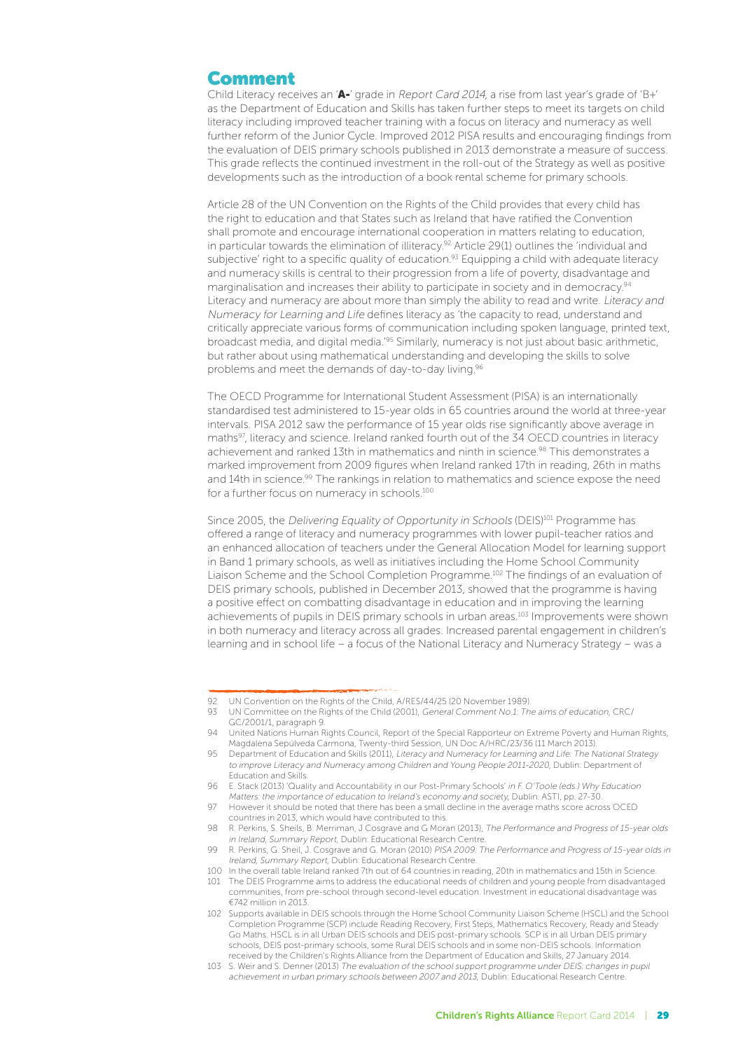## Comment

Child Literacy receives an '**A-**' grade in *Report Card 2014*, a rise from last year's grade of 'B+' as the Department of Education and Skills has taken further steps to meet its targets on child literacy including improved teacher training with a focus on literacy and numeracy as well further reform of the Junior Cycle. Improved 2012 PISA results and encouraging findings from the evaluation of DEIS primary schools published in 2013 demonstrate a measure of success. This grade reflects the continued investment in the roll-out of the Strategy as well as positive developments such as the introduction of a book rental scheme for primary schools.

Article 28 of the UN Convention on the Rights of the Child provides that every child has the right to education and that States such as Ireland that have ratified the Convention shall promote and encourage international cooperation in matters relating to education, in particular towards the elimination of illiteracy.[92] Article 29(1) outlines the 'individual and subjective' right to a specific quality of education.[93] Equipping a child with adequate literacy and numeracy skills is central to their progression from a life of poverty, disadvantage and marginalisation and increases their ability to participate in society and in democracy.[94] Literacy and numeracy are about more than simply the ability to read and write. *Literacy and Numeracy for Learning and Life* defines literacy as 'the capacity to read, understand and critically appreciate various forms of communication including spoken language, printed text, broadcast media, and digital media.'[95] Similarly, numeracy is not just about basic arithmetic, but rather about using mathematical understanding and developing the skills to solve problems and meet the demands of day-to-day living.[96]

The OECD Programme for International Student Assessment (PISA) is an internationally standardised test administered to 15-year olds in 65 countries around the world at three-year intervals. PISA 2012 saw the performance of 15 year olds rise significantly above average in maths[97], literacy and science. Ireland ranked fourth out of the 34 OECD countries in literacy achievement and ranked 13th in mathematics and ninth in science.[98] This demonstrates a marked improvement from 2009 figures when Ireland ranked 17th in reading, 26th in maths and 14th in science.[99] The rankings in relation to mathematics and science expose the need for a further focus on numeracy in schools.[100]

Since 2005, the *Delivering Equality of Opportunity in Schools* (DEIS)[101] Programme has offered a range of literacy and numeracy programmes with lower pupil-teacher ratios and an enhanced allocation of teachers under the General Allocation Model for learning support in Band 1 primary schools, as well as initiatives including the Home School Community Liaison Scheme and the School Completion Programme.[102] The findings of an evaluation of DEIS primary schools, published in December 2013, showed that the programme is having a positive effect on combatting disadvantage in education and in improving the learning achievements of pupils in DEIS primary schools in urban areas.[103] Improvements were shown in both numeracy and literacy across all grades. Increased parental engagement in children's learning and in school life – a focus of the National Literacy and Numeracy Strategy – was a

---

92 UN Convention on the Rights of the Child, A/RES/44/25 (20 November 1989).

93 UN Committee on the Rights of the Child (2001), *General Comment No.1: The aims of education*, CRC/GC/2001/1, paragraph 9.

94 United Nations Human Rights Council, Report of the Special Rapporteur on Extreme Poverty and Human Rights, Magdalena Sepúlveda Carmona, Twenty-third Session, UN Doc A/HRC/23/36 (11 March 2013).

95 Department of Education and Skills (2011), *Literacy and Numeracy for Learning and Life: The National Strategy to improve Literacy and Numeracy among Children and Young People 2011-2020*, Dublin: Department of Education and Skills.

96 E. Stack (2013) 'Quality and Accountability in our Post-Primary Schools' *in F. O'Toole (eds.) Why Education Matters: the importance of education to Ireland's economy and society*, Dublin: ASTI, pp. 27-30.

97 However it should be noted that there has been a small decline in the average maths score across OCED countries in 2013, which would have contributed to this.

98 R. Perkins, S. Sheils, B. Merriman, J Cosgrave and G Moran (2013), *The Performance and Progress of 15-year olds in Ireland, Summary Report*, Dublin: Educational Research Centre.

99 R. Perkins, G. Sheil, J. Cosgrave and G. Moran (2010) *PISA 2009: The Performance and Progress of 15-year olds in Ireland, Summary Report*, Dublin: Educational Research Centre.

100 In the overall table Ireland ranked 7th out of 64 countries in reading, 20th in mathematics and 15th in Science.

101 The DEIS Programme aims to address the educational needs of children and young people from disadvantaged communities, from pre-school through second-level education. Investment in educational disadvantage was €742 million in 2013.

102 Supports available in DEIS schools through the Home School Community Liaison Scheme (HSCL) and the School Completion Programme (SCP) include Reading Recovery, First Steps, Mathematics Recovery, Ready and Steady Go Maths. HSCL is in all Urban DEIS schools and DEIS post-primary schools. SCP is in all Urban DEIS primary schools, DEIS post-primary schools, some Rural DEIS schools and in some non-DEIS schools. Information received by the Children's Rights Alliance from the Department of Education and Skills, 27 January 2014.

103 S. Weir and S. Denner (2013) *The evaluation of the school support programme under DEIS: changes in pupil achievement in urban primary schools between 2007 and 2013*, Dublin: Educational Research Centre.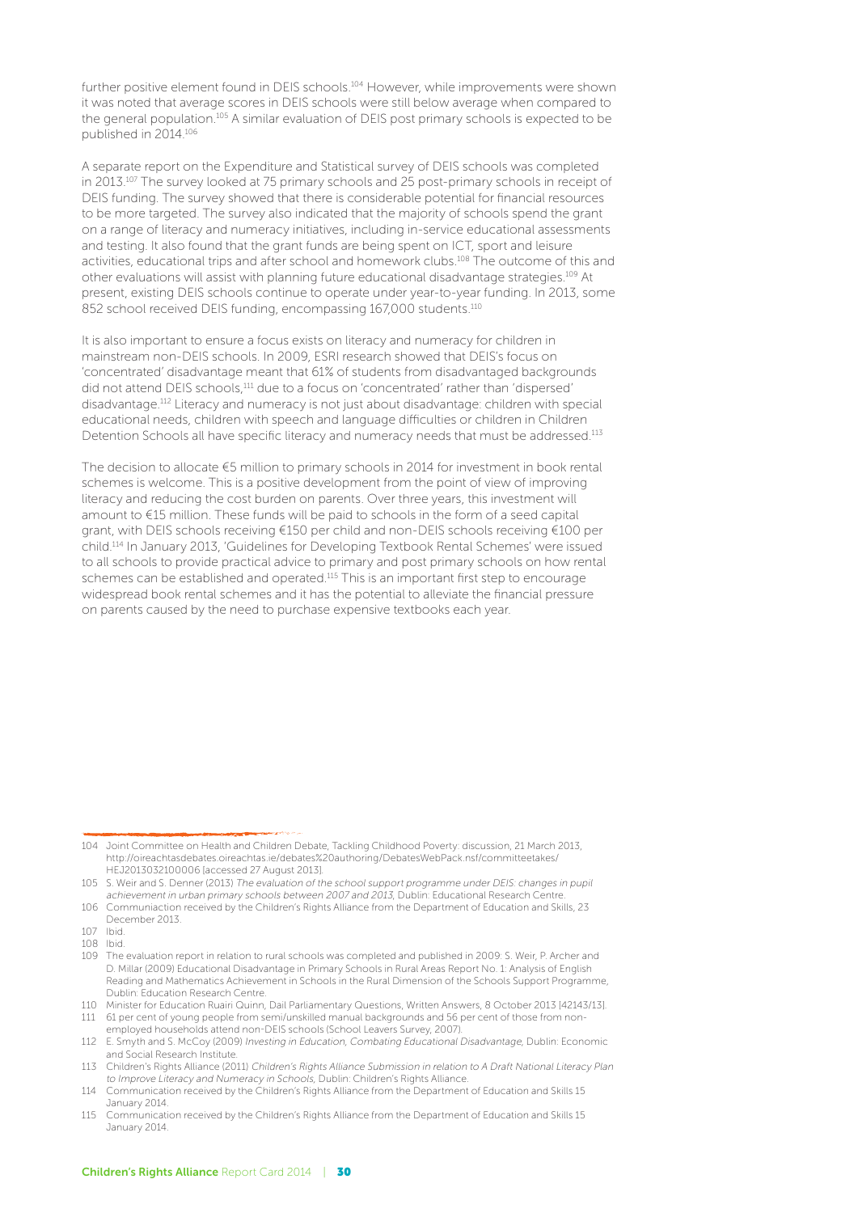further positive element found in DEIS schools.[104] However, while improvements were shown it was noted that average scores in DEIS schools were still below average when compared to the general population.[105] A similar evaluation of DEIS post primary schools is expected to be published in 2014.[106]

A separate report on the Expenditure and Statistical survey of DEIS schools was completed in 2013.[107] The survey looked at 75 primary schools and 25 post-primary schools in receipt of DEIS funding. The survey showed that there is considerable potential for financial resources to be more targeted. The survey also indicated that the majority of schools spend the grant on a range of literacy and numeracy initiatives, including in-service educational assessments and testing. It also found that the grant funds are being spent on ICT, sport and leisure activities, educational trips and after school and homework clubs.[108] The outcome of this and other evaluations will assist with planning future educational disadvantage strategies.[109] At present, existing DEIS schools continue to operate under year-to-year funding. In 2013, some 852 school received DEIS funding, encompassing 167,000 students.[110]

It is also important to ensure a focus exists on literacy and numeracy for children in mainstream non-DEIS schools. In 2009, ESRI research showed that DEIS's focus on 'concentrated' disadvantage meant that 61% of students from disadvantaged backgrounds did not attend DEIS schools,[111] due to a focus on 'concentrated' rather than 'dispersed' disadvantage.[112] Literacy and numeracy is not just about disadvantage: children with special educational needs, children with speech and language difficulties or children in Children Detention Schools all have specific literacy and numeracy needs that must be addressed.[113]

The decision to allocate €5 million to primary schools in 2014 for investment in book rental schemes is welcome. This is a positive development from the point of view of improving literacy and reducing the cost burden on parents. Over three years, this investment will amount to €15 million. These funds will be paid to schools in the form of a seed capital grant, with DEIS schools receiving €150 per child and non-DEIS schools receiving €100 per child.[114] In January 2013, 'Guidelines for Developing Textbook Rental Schemes' were issued to all schools to provide practical advice to primary and post primary schools on how rental schemes can be established and operated.[115] This is an important first step to encourage widespread book rental schemes and it has the potential to alleviate the financial pressure on parents caused by the need to purchase expensive textbooks each year.

---

104 Joint Committee on Health and Children Debate, Tackling Childhood Poverty: discussion, 21 March 2013, http://oireachtasdebates.oireachtas.ie/debates%20authoring/DebatesWebPack.nsf/committeetakes/HEJ2013032100006 [accessed 27 August 2013].

105 S. Weir and S. Denner (2013) *The evaluation of the school support programme under DEIS: changes in pupil achievement in urban primary schools between 2007 and 2013*, Dublin: Educational Research Centre.

106 Communiaction received by the Children's Rights Alliance from the Department of Education and Skills, 23 December 2013.

107 Ibid.

108 Ibid.

109 The evaluation report in relation to rural schools was completed and published in 2009: S. Weir, P. Archer and D. Millar (2009) Educational Disadvantage in Primary Schools in Rural Areas Report No. 1: Analysis of English Reading and Mathematics Achievement in Schools in the Rural Dimension of the Schools Support Programme, Dublin: Education Research Centre.

110 Minister for Education Ruairi Quinn, Dail Parliamentary Questions, Written Answers, 8 October 2013 [42143/13].

111 61 per cent of young people from semi/unskilled manual backgrounds and 56 per cent of those from non-employed households attend non-DEIS schools (School Leavers Survey, 2007).

112 E. Smyth and S. McCoy (2009) *Investing in Education, Combating Educational Disadvantage*, Dublin: Economic and Social Research Institute.

113 Children's Rights Alliance (2011) *Children's Rights Alliance Submission in relation to A Draft National Literacy Plan to Improve Literacy and Numeracy in Schools*, Dublin: Children's Rights Alliance.

114 Communication received by the Children's Rights Alliance from the Department of Education and Skills 15 January 2014.

115 Communication received by the Children's Rights Alliance from the Department of Education and Skills 15 January 2014.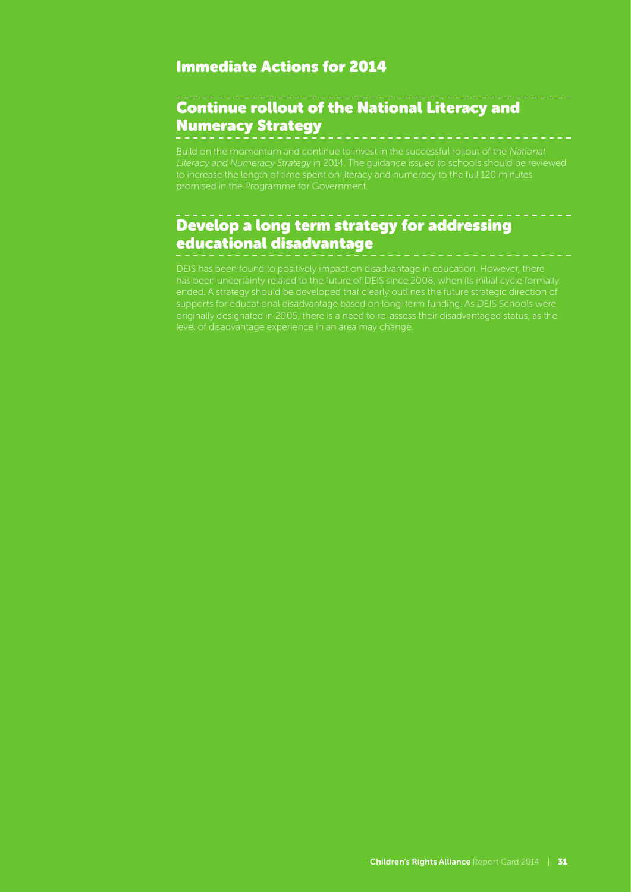## Immediate Actions for 2014

### Continue rollout of the National Literacy and Numeracy Strategy

Build on the momentum and continue to invest in the successful rollout of the *National Literacy and Numeracy Strategy* in 2014. The guidance issued to schools should be reviewed to increase the length of time spent on literacy and numeracy to the full 120 minutes promised in the Programme for Government.

### Develop a long term strategy for addressing educational disadvantage

DEIS has been found to positively impact on disadvantage in education. However, there has been uncertainty related to the future of DEIS since 2008, when its initial cycle formally ended. A strategy should be developed that clearly outlines the future strategic direction of supports for educational disadvantage based on long-term funding. As DEIS Schools were originally designated in 2005, there is a need to re-assess their disadvantaged status, as the level of disadvantage experience in an area may change.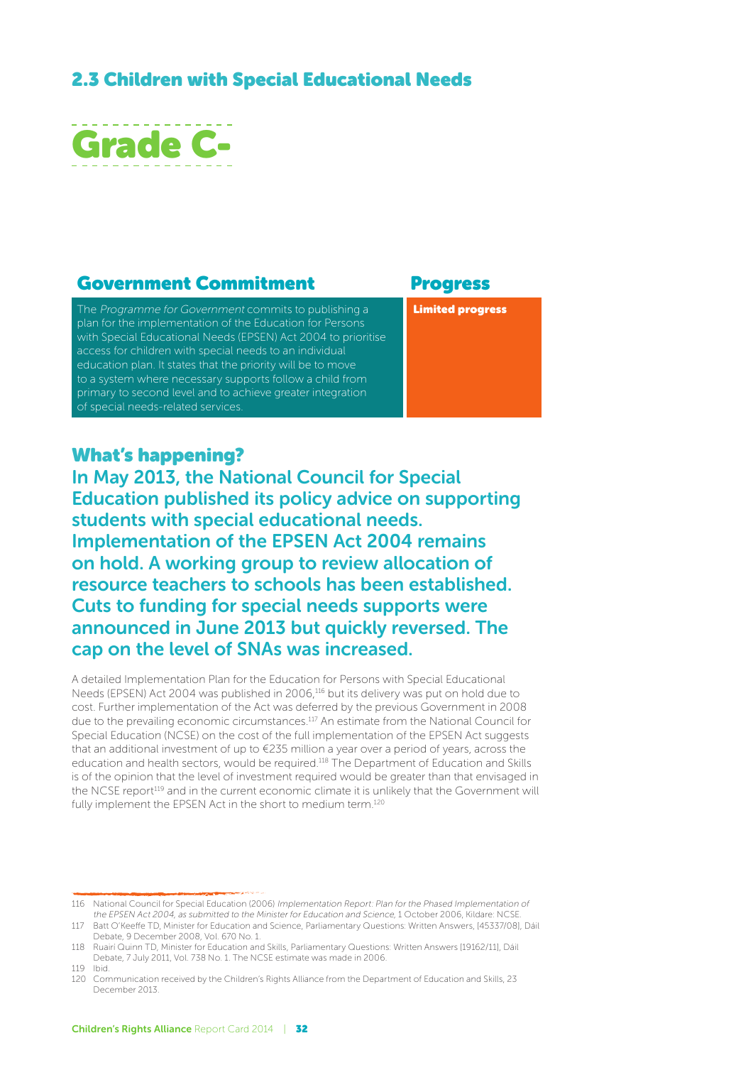## 2.3 Children with Special Educational Needs

# Grade C-

| Government Commitment | Progress |
| --- | --- |
| The *Programme for Government* commits to publishing a plan for the implementation of the Education for Persons with Special Educational Needs (EPSEN) Act 2004 to prioritise access for children with special needs to an individual education plan. It states that the priority will be to move to a system where necessary supports follow a child from primary to second level and to achieve greater integration of special needs-related services. | **Limited progress** |

## What's happening?

**In May 2013, the National Council for Special Education published its policy advice on supporting students with special educational needs. Implementation of the EPSEN Act 2004 remains on hold. A working group to review allocation of resource teachers to schools has been established. Cuts to funding for special needs supports were announced in June 2013 but quickly reversed. The cap on the level of SNAs was increased.**

A detailed Implementation Plan for the Education for Persons with Special Educational Needs (EPSEN) Act 2004 was published in 2006,[116] but its delivery was put on hold due to cost. Further implementation of the Act was deferred by the previous Government in 2008 due to the prevailing economic circumstances.[117] An estimate from the National Council for Special Education (NCSE) on the cost of the full implementation of the EPSEN Act suggests that an additional investment of up to €235 million a year over a period of years, across the education and health sectors, would be required.[118] The Department of Education and Skills is of the opinion that the level of investment required would be greater than that envisaged in the NCSE report[119] and in the current economic climate it is unlikely that the Government will fully implement the EPSEN Act in the short to medium term.[120]

---

116 National Council for Special Education (2006) *Implementation Report: Plan for the Phased Implementation of the EPSEN Act 2004, as submitted to the Minister for Education and Science*, 1 October 2006, Kildare: NCSE.

117 Batt O'Keeffe TD, Minister for Education and Science, Parliamentary Questions: Written Answers, [45337/08], Dáil Debate, 9 December 2008, Vol. 670 No. 1.

118 Ruairi Quinn TD, Minister for Education and Skills, Parliamentary Questions: Written Answers [19162/11], Dáil Debate, 7 July 2011, Vol. 738 No. 1. The NCSE estimate was made in 2006.

119 Ibid.

120 Communication received by the Children's Rights Alliance from the Department of Education and Skills, 23 December 2013.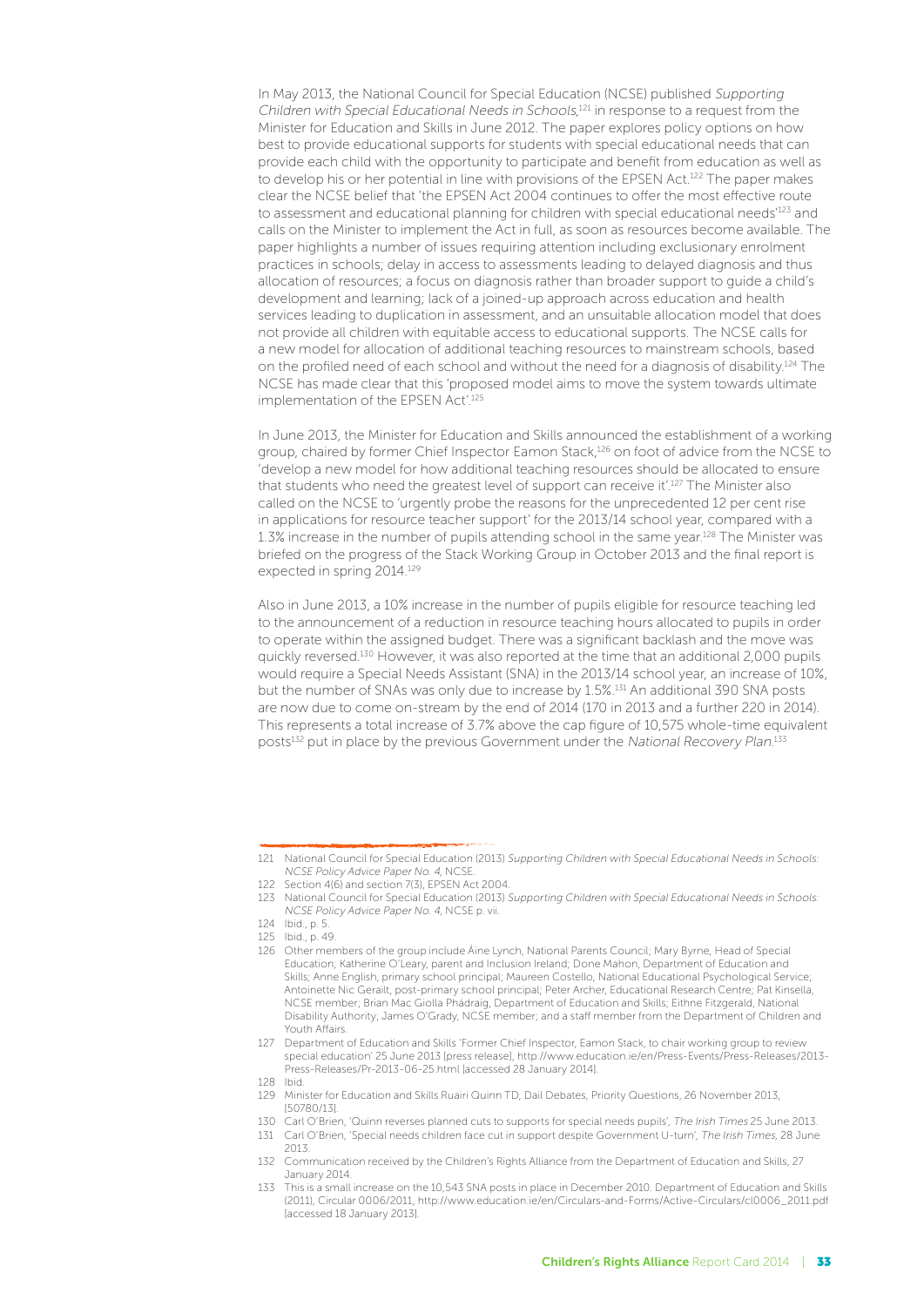In May 2013, the National Council for Special Education (NCSE) published *Supporting Children with Special Educational Needs in Schools*,[121] in response to a request from the Minister for Education and Skills in June 2012. The paper explores policy options on how best to provide educational supports for students with special educational needs that can provide each child with the opportunity to participate and benefit from education as well as to develop his or her potential in line with provisions of the EPSEN Act.[122] The paper makes clear the NCSE belief that 'the EPSEN Act 2004 continues to offer the most effective route to assessment and educational planning for children with special educational needs'[123] and calls on the Minister to implement the Act in full, as soon as resources become available. The paper highlights a number of issues requiring attention including exclusionary enrolment practices in schools; delay in access to assessments leading to delayed diagnosis and thus allocation of resources; a focus on diagnosis rather than broader support to guide a child's development and learning; lack of a joined-up approach across education and health services leading to duplication in assessment, and an unsuitable allocation model that does not provide all children with equitable access to educational supports. The NCSE calls for a new model for allocation of additional teaching resources to mainstream schools, based on the profiled need of each school and without the need for a diagnosis of disability.[124] The NCSE has made clear that this 'proposed model aims to move the system towards ultimate implementation of the EPSEN Act'.[125]

In June 2013, the Minister for Education and Skills announced the establishment of a working group, chaired by former Chief Inspector Eamon Stack,[126] on foot of advice from the NCSE to 'develop a new model for how additional teaching resources should be allocated to ensure that students who need the greatest level of support can receive it'.[127] The Minister also called on the NCSE to 'urgently probe the reasons for the unprecedented 12 per cent rise in applications for resource teacher support' for the 2013/14 school year, compared with a 1.3% increase in the number of pupils attending school in the same year.[128] The Minister was briefed on the progress of the Stack Working Group in October 2013 and the final report is expected in spring 2014.[129]

Also in June 2013, a 10% increase in the number of pupils eligible for resource teaching led to the announcement of a reduction in resource teaching hours allocated to pupils in order to operate within the assigned budget. There was a significant backlash and the move was quickly reversed.[130] However, it was also reported at the time that an additional 2,000 pupils would require a Special Needs Assistant (SNA) in the 2013/14 school year, an increase of 10%, but the number of SNAs was only due to increase by 1.5%.[131] An additional 390 SNA posts are now due to come on-stream by the end of 2014 (170 in 2013 and a further 220 in 2014). This represents a total increase of 3.7% above the cap figure of 10,575 whole-time equivalent posts[132] put in place by the previous Government under the *National Recovery Plan*.[133]

---

121 National Council for Special Education (2013) *Supporting Children with Special Educational Needs in Schools: NCSE Policy Advice Paper No. 4*, NCSE.

122 Section 4(6) and section 7(3), EPSEN Act 2004.

123 National Council for Special Education (2013) *Supporting Children with Special Educational Needs in Schools: NCSE Policy Advice Paper No. 4*, NCSE p. vii.

124 Ibid., p. 5.

125 Ibid., p. 49.

126 Other members of the group include Áine Lynch, National Parents Council; Mary Byrne, Head of Special Education; Katherine O'Leary, parent and Inclusion Ireland; Done Mahon, Department of Education and Skills; Anne English, primary school principal; Maureen Costello, National Educational Psychological Service; Antoinette Nic Gerailt, post-primary school principal; Peter Archer, Educational Research Centre; Pat Kinsella, NCSE member; Brian Mac Giolla Phádraig, Department of Education and Skills; Eithne Fitzgerald, National Disability Authority; James O'Grady, NCSE member; and a staff member from the Department of Children and Youth Affairs.

127 Department of Education and Skills 'Former Chief Inspector, Eamon Stack, to chair working group to review special education' 25 June 2013 [press release], http://www.education.ie/en/Press-Events/Press-Releases/2013-Press-Releases/Pr-2013-06-25.html [accessed 28 January 2014].

128 Ibid.

129 Minister for Education and Skills Ruairi Quinn TD, Dail Debates, Priority Questions, 26 November 2013, [50780/13].

130 Carl O'Brien, 'Quinn reverses planned cuts to supports for special needs pupils', *The Irish Times* 25 June 2013.

131 Carl O'Brien, 'Special needs children face cut in support despite Government U-turn', *The Irish Times*, 28 June 2013.

132 Communication received by the Children's Rights Alliance from the Department of Education and Skills, 27 January 2014.

133 This is a small increase on the 10,543 SNA posts in place in December 2010. Department of Education and Skills (2011), Circular 0006/2011, http://www.education.ie/en/Circulars-and-Forms/Active-Circulars/cl0006_2011.pdf [accessed 18 January 2013].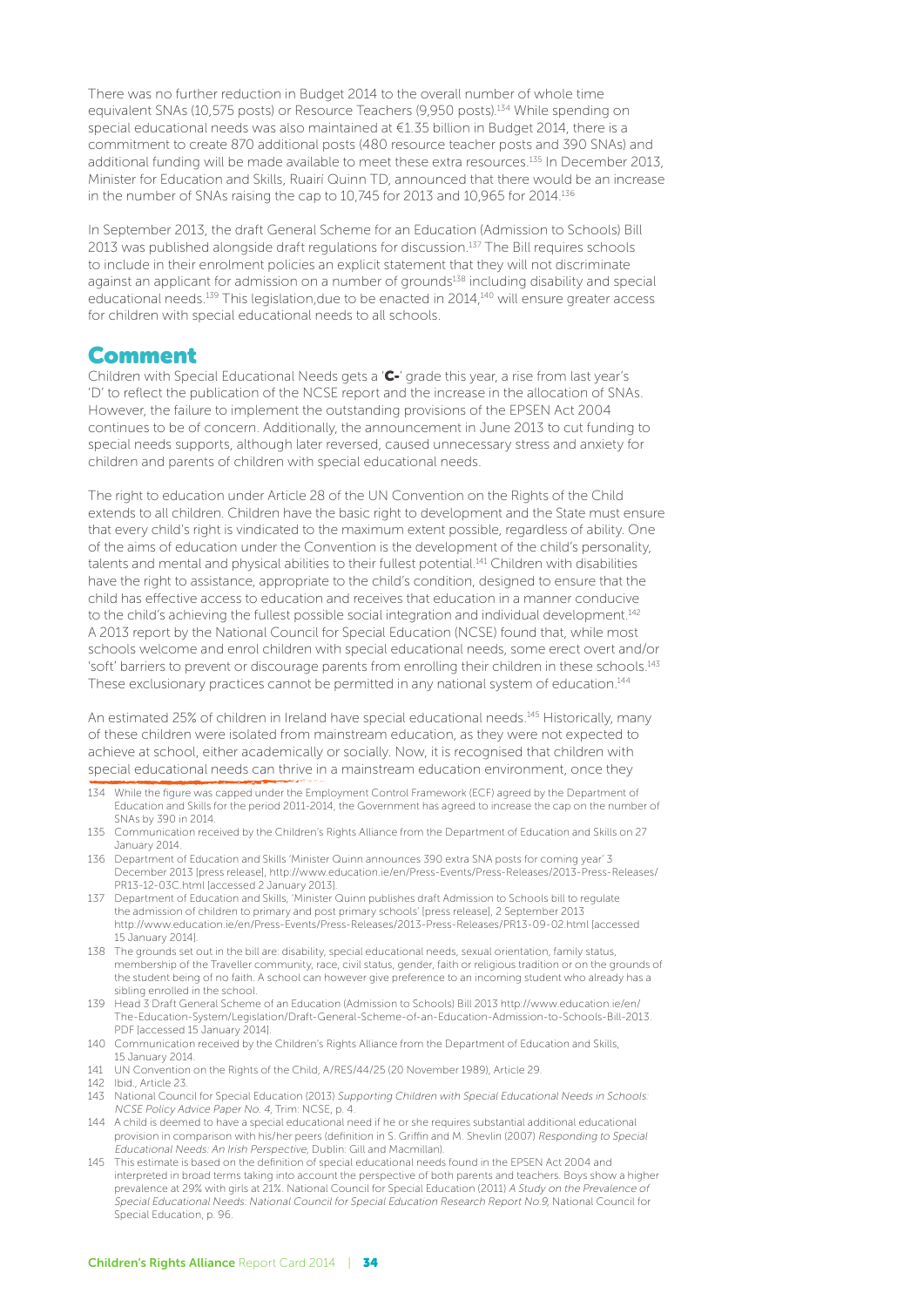There was no further reduction in Budget 2014 to the overall number of whole time equivalent SNAs (10,575 posts) or Resource Teachers (9,950 posts).[134] While spending on special educational needs was also maintained at €1.35 billion in Budget 2014, there is a commitment to create 870 additional posts (480 resource teacher posts and 390 SNAs) and additional funding will be made available to meet these extra resources.[135] In December 2013, Minister for Education and Skills, Ruairi Quinn TD, announced that there would be an increase in the number of SNAs raising the cap to 10,745 for 2013 and 10,965 for 2014.[136]

In September 2013, the draft General Scheme for an Education (Admission to Schools) Bill 2013 was published alongside draft regulations for discussion.[137] The Bill requires schools to include in their enrolment policies an explicit statement that they will not discriminate against an applicant for admission on a number of grounds[138] including disability and special educational needs.[139] This legislation,due to be enacted in 2014,[140] will ensure greater access for children with special educational needs to all schools.

## Comment

Children with Special Educational Needs gets a '**C-**' grade this year, a rise from last year's 'D' to reflect the publication of the NCSE report and the increase in the allocation of SNAs. However, the failure to implement the outstanding provisions of the EPSEN Act 2004 continues to be of concern. Additionally, the announcement in June 2013 to cut funding to special needs supports, although later reversed, caused unnecessary stress and anxiety for children and parents of children with special educational needs.

The right to education under Article 28 of the UN Convention on the Rights of the Child extends to all children. Children have the basic right to development and the State must ensure that every child's right is vindicated to the maximum extent possible, regardless of ability. One of the aims of education under the Convention is the development of the child's personality, talents and mental and physical abilities to their fullest potential.[141] Children with disabilities have the right to assistance, appropriate to the child's condition, designed to ensure that the child has effective access to education and receives that education in a manner conducive to the child's achieving the fullest possible social integration and individual development.[142] A 2013 report by the National Council for Special Education (NCSE) found that, while most schools welcome and enrol children with special educational needs, some erect overt and/or 'soft' barriers to prevent or discourage parents from enrolling their children in these schools.[143] These exclusionary practices cannot be permitted in any national system of education.[144]

An estimated 25% of children in Ireland have special educational needs.[145] Historically, many of these children were isolated from mainstream education, as they were not expected to achieve at school, either academically or socially. Now, it is recognised that children with special educational needs can thrive in a mainstream education environment, once they

134 While the figure was capped under the Employment Control Framework (ECF) agreed by the Department of Education and Skills for the period 2011-2014, the Government has agreed to increase the cap on the number of SNAs by 390 in 2014.

135 Communication received by the Children's Rights Alliance from the Department of Education and Skills on 27 January 2014.

136 Department of Education and Skills 'Minister Quinn announces 390 extra SNA posts for coming year' 3 December 2013 [press release], http://www.education.ie/en/Press-Events/Press-Releases/2013-Press-Releases/PR13-12-03C.html [accessed 2 January 2013].

137 Department of Education and Skills, 'Minister Quinn publishes draft Admission to Schools bill to regulate the admission of children to primary and post primary schools' [press release], 2 September 2013 http://www.education.ie/en/Press-Events/Press-Releases/2013-Press-Releases/PR13-09-02.html [accessed 15 January 2014].

138 The grounds set out in the bill are: disability, special educational needs, sexual orientation, family status, membership of the Traveller community, race, civil status, gender, faith or religious tradition or on the grounds of the student being of no faith. A school can however give preference to an incoming student who already has a sibling enrolled in the school.

139 Head 3 Draft General Scheme of an Education (Admission to Schools) Bill 2013 http://www.education.ie/en/The-Education-System/Legislation/Draft-General-Scheme-of-an-Education-Admission-to-Schools-Bill-2013.PDF [accessed 15 January 2014].

140 Communication received by the Children's Rights Alliance from the Department of Education and Skills, 15 January 2014.

141 UN Convention on the Rights of the Child, A/RES/44/25 (20 November 1989), Article 29.

142 Ibid., Article 23.

143 National Council for Special Education (2013) *Supporting Children with Special Educational Needs in Schools: NCSE Policy Advice Paper No. 4*, Trim: NCSE, p. 4.

144 A child is deemed to have a special educational need if he or she requires substantial additional educational provision in comparison with his/her peers (definition in S. Griffin and M. Shevlin (2007) *Responding to Special Educational Needs: An Irish Perspective*, Dublin: Gill and Macmillan).

145 This estimate is based on the definition of special educational needs found in the EPSEN Act 2004 and interpreted in broad terms taking into account the perspective of both parents and teachers. Boys show a higher prevalence at 29% with girls at 21%. National Council for Special Education (2011) *A Study on the Prevalence of Special Educational Needs: National Council for Special Education Research Report No.9*, National Council for Special Education, p. 96.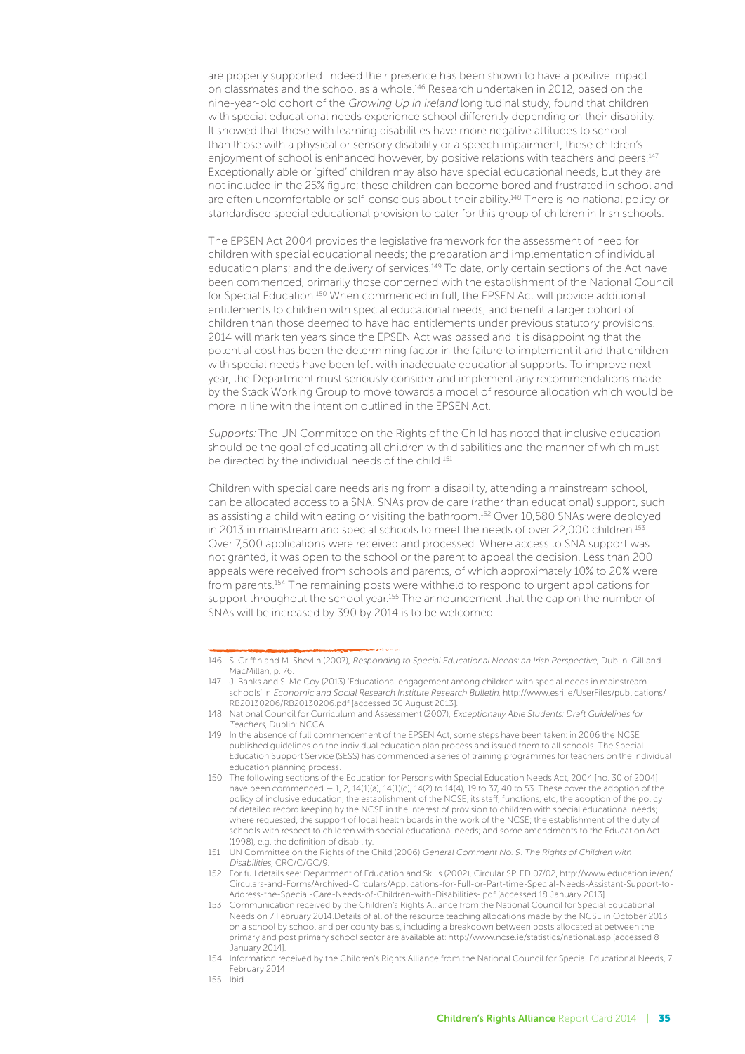are properly supported. Indeed their presence has been shown to have a positive impact on classmates and the school as a whole.[146] Research undertaken in 2012, based on the nine-year-old cohort of the *Growing Up in Ireland* longitudinal study, found that children with special educational needs experience school differently depending on their disability. It showed that those with learning disabilities have more negative attitudes to school than those with a physical or sensory disability or a speech impairment; these children's enjoyment of school is enhanced however, by positive relations with teachers and peers.[147] Exceptionally able or 'gifted' children may also have special educational needs, but they are not included in the 25% figure; these children can become bored and frustrated in school and are often uncomfortable or self-conscious about their ability.[148] There is no national policy or standardised special educational provision to cater for this group of children in Irish schools.

The EPSEN Act 2004 provides the legislative framework for the assessment of need for children with special educational needs; the preparation and implementation of individual education plans; and the delivery of services.[149] To date, only certain sections of the Act have been commenced, primarily those concerned with the establishment of the National Council for Special Education.[150] When commenced in full, the EPSEN Act will provide additional entitlements to children with special educational needs, and benefit a larger cohort of children than those deemed to have had entitlements under previous statutory provisions. 2014 will mark ten years since the EPSEN Act was passed and it is disappointing that the potential cost has been the determining factor in the failure to implement it and that children with special needs have been left with inadequate educational supports. To improve next year, the Department must seriously consider and implement any recommendations made by the Stack Working Group to move towards a model of resource allocation which would be more in line with the intention outlined in the EPSEN Act.

*Supports:* The UN Committee on the Rights of the Child has noted that inclusive education should be the goal of educating all children with disabilities and the manner of which must be directed by the individual needs of the child.[151]

Children with special care needs arising from a disability, attending a mainstream school, can be allocated access to a SNA. SNAs provide care (rather than educational) support, such as assisting a child with eating or visiting the bathroom.[152] Over 10,580 SNAs were deployed in 2013 in mainstream and special schools to meet the needs of over 22,000 children.[153] Over 7,500 applications were received and processed. Where access to SNA support was not granted, it was open to the school or the parent to appeal the decision. Less than 200 appeals were received from schools and parents, of which approximately 10% to 20% were from parents.[154] The remaining posts were withheld to respond to urgent applications for support throughout the school year.[155] The announcement that the cap on the number of SNAs will be increased by 390 by 2014 is to be welcomed.

---

146 S. Griffin and M. Shevlin (2007), *Responding to Special Educational Needs: an Irish Perspective*, Dublin: Gill and MacMillan, p. 76.

147 J. Banks and S. Mc Coy (2013) 'Educational engagement among children with special needs in mainstream schools' in *Economic and Social Research Institute Research Bulletin*, http://www.esri.ie/UserFiles/publications/RB20130206/RB20130206.pdf [accessed 30 August 2013].

148 National Council for Curriculum and Assessment (2007), *Exceptionally Able Students: Draft Guidelines for Teachers*, Dublin: NCCA.

149 In the absence of full commencement of the EPSEN Act, some steps have been taken: in 2006 the NCSE published guidelines on the individual education plan process and issued them to all schools. The Special Education Support Service (SESS) has commenced a series of training programmes for teachers on the individual education planning process.

150 The following sections of the Education for Persons with Special Education Needs Act, 2004 [no. 30 of 2004] have been commenced — 1, 2, 14(1)(a), 14(1)(c), 14(2) to 14(4), 19 to 37, 40 to 53. These cover the adoption of the policy of inclusive education, the establishment of the NCSE, its staff, functions, etc, the adoption of the policy of detailed record keeping by the NCSE in the interest of provision to children with special educational needs; where requested, the support of local health boards in the work of the NCSE; the establishment of the duty of schools with respect to children with special educational needs; and some amendments to the Education Act (1998), e.g. the definition of disability.

151 UN Committee on the Rights of the Child (2006) *General Comment No. 9: The Rights of Children with Disabilities*, CRC/C/GC/9.

152 For full details see: Department of Education and Skills (2002), Circular SP. ED 07/02, http://www.education.ie/en/Circulars-and-Forms/Archived-Circulars/Applications-for-Full-or-Part-time-Special-Needs-Assistant-Support-to-Address-the-Special-Care-Needs-of-Children-with-Disabilities-.pdf [accessed 18 January 2013].

153 Communication received by the Children's Rights Alliance from the National Council for Special Educational Needs on 7 February 2014.Details of all of the resource teaching allocations made by the NCSE in October 2013 on a school by school and per county basis, including a breakdown between posts allocated at between the primary and post primary school sector are available at: http://www.ncse.ie/statistics/national.asp [accessed 8 January 2014].

154 Information received by the Children's Rights Alliance from the National Council for Special Educational Needs, 7 February 2014.

155 Ibid.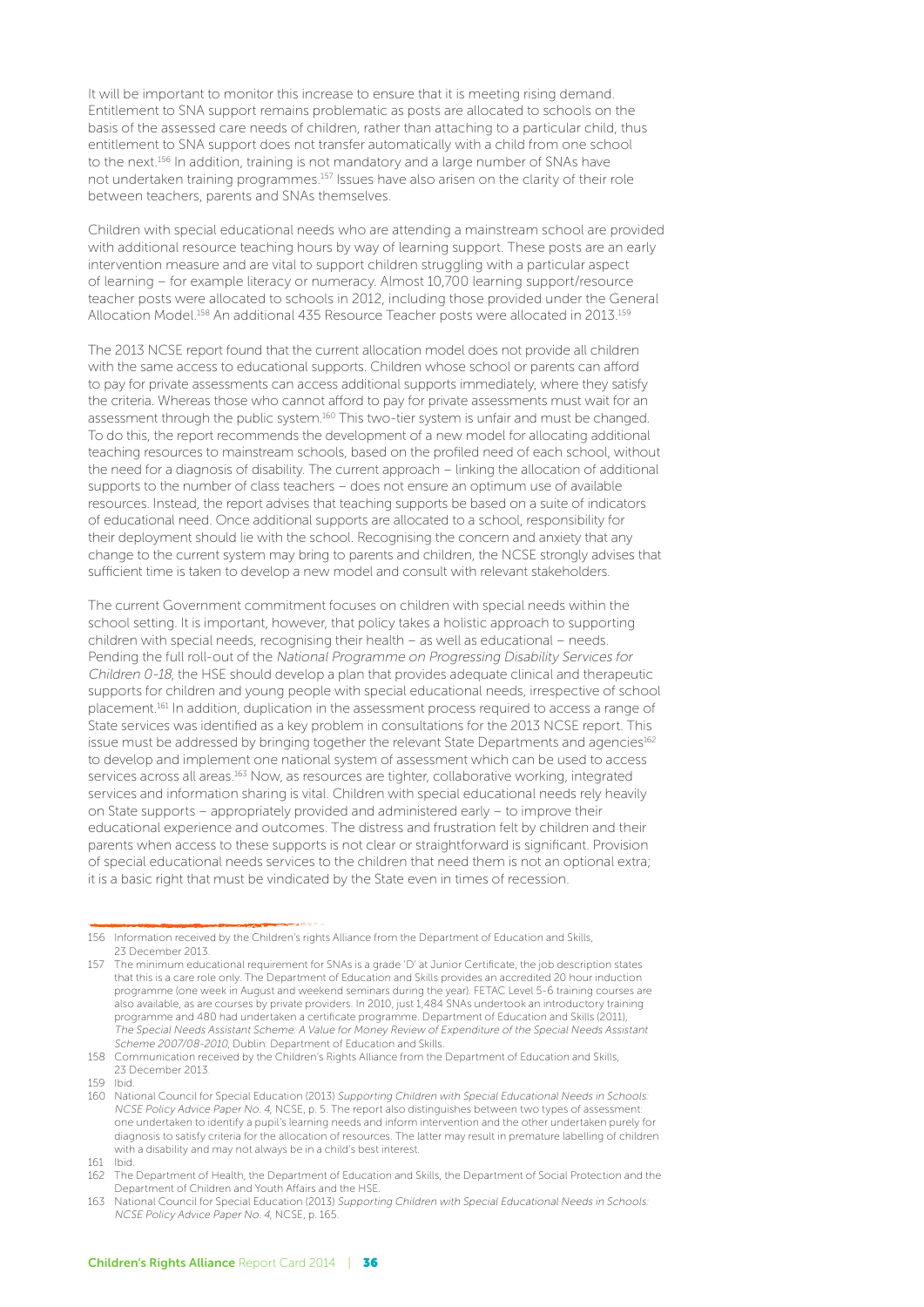It will be important to monitor this increase to ensure that it is meeting rising demand. Entitlement to SNA support remains problematic as posts are allocated to schools on the basis of the assessed care needs of children, rather than attaching to a particular child, thus entitlement to SNA support does not transfer automatically with a child from one school to the next.[156] In addition, training is not mandatory and a large number of SNAs have not undertaken training programmes.[157] Issues have also arisen on the clarity of their role between teachers, parents and SNAs themselves.

Children with special educational needs who are attending a mainstream school are provided with additional resource teaching hours by way of learning support. These posts are an early intervention measure and are vital to support children struggling with a particular aspect of learning – for example literacy or numeracy. Almost 10,700 learning support/resource teacher posts were allocated to schools in 2012, including those provided under the General Allocation Model.[158] An additional 435 Resource Teacher posts were allocated in 2013.[159]

The 2013 NCSE report found that the current allocation model does not provide all children with the same access to educational supports. Children whose school or parents can afford to pay for private assessments can access additional supports immediately, where they satisfy the criteria. Whereas those who cannot afford to pay for private assessments must wait for an assessment through the public system.[160] This two-tier system is unfair and must be changed. To do this, the report recommends the development of a new model for allocating additional teaching resources to mainstream schools, based on the profiled need of each school, without the need for a diagnosis of disability. The current approach – linking the allocation of additional supports to the number of class teachers – does not ensure an optimum use of available resources. Instead, the report advises that teaching supports be based on a suite of indicators of educational need. Once additional supports are allocated to a school, responsibility for their deployment should lie with the school. Recognising the concern and anxiety that any change to the current system may bring to parents and children, the NCSE strongly advises that sufficient time is taken to develop a new model and consult with relevant stakeholders.

The current Government commitment focuses on children with special needs within the school setting. It is important, however, that policy takes a holistic approach to supporting children with special needs, recognising their health – as well as educational – needs. Pending the full roll-out of the *National Programme on Progressing Disability Services for Children 0-18*, the HSE should develop a plan that provides adequate clinical and therapeutic supports for children and young people with special educational needs, irrespective of school placement.[161] In addition, duplication in the assessment process required to access a range of State services was identified as a key problem in consultations for the 2013 NCSE report. This issue must be addressed by bringing together the relevant State Departments and agencies[162] to develop and implement one national system of assessment which can be used to access services across all areas.[163] Now, as resources are tighter, collaborative working, integrated services and information sharing is vital. Children with special educational needs rely heavily on State supports – appropriately provided and administered early – to improve their educational experience and outcomes. The distress and frustration felt by children and their parents when access to these supports is not clear or straightforward is significant. Provision of special educational needs services to the children that need them is not an optional extra; it is a basic right that must be vindicated by the State even in times of recession.

---

156 Information received by the Children's rights Alliance from the Department of Education and Skills, 23 December 2013.

157 The minimum educational requirement for SNAs is a grade 'D' at Junior Certificate, the job description states that this is a care role only. The Department of Education and Skills provides an accredited 20 hour induction programme (one week in August and weekend seminars during the year). FETAC Level 5-6 training courses are also available, as are courses by private providers. In 2010, just 1,484 SNAs undertook an introductory training programme and 480 had undertaken a certificate programme. Department of Education and Skills (2011), *The Special Needs Assistant Scheme: A Value for Money Review of Expenditure of the Special Needs Assistant Scheme 2007/08-2010*, Dublin: Department of Education and Skills.

158 Communication received by the Children's Rights Alliance from the Department of Education and Skills, 23 December 2013.

159 Ibid.

160 National Council for Special Education (2013) *Supporting Children with Special Educational Needs in Schools: NCSE Policy Advice Paper No. 4*, NCSE, p. 5. The report also distinguishes between two types of assessment: one undertaken to identify a pupil's learning needs and inform intervention and the other undertaken purely for diagnosis to satisfy criteria for the allocation of resources. The latter may result in premature labelling of children with a disability and may not always be in a child's best interest.

161 Ibid.

162 The Department of Health, the Department of Education and Skills, the Department of Social Protection and the Department of Children and Youth Affairs and the HSE.

163 National Council for Special Education (2013) *Supporting Children with Special Educational Needs in Schools: NCSE Policy Advice Paper No. 4*, NCSE, p. 165.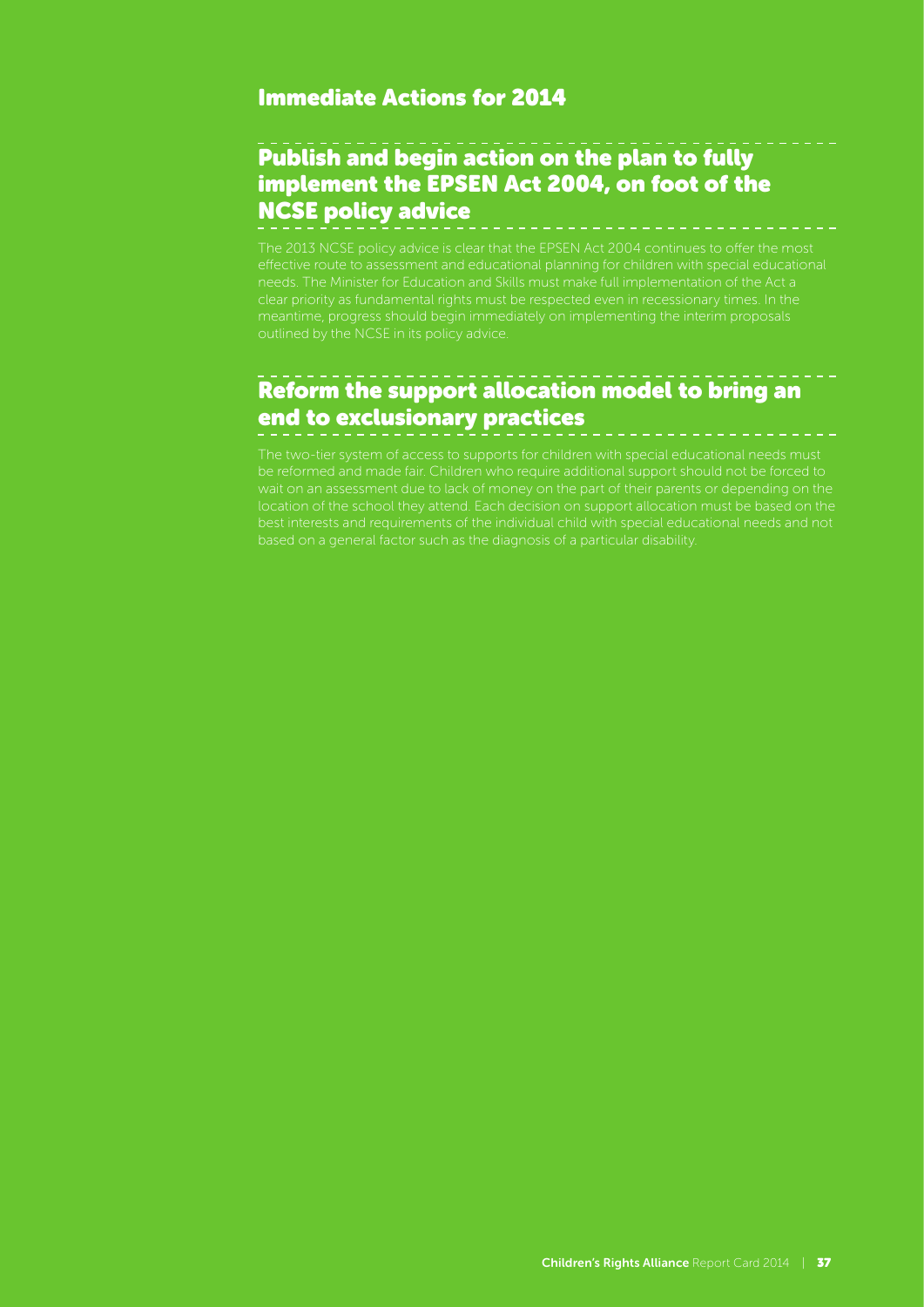## Immediate Actions for 2014

### Publish and begin action on the plan to fully implement the EPSEN Act 2004, on foot of the NCSE policy advice

The 2013 NCSE policy advice is clear that the EPSEN Act 2004 continues to offer the most effective route to assessment and educational planning for children with special educational needs. The Minister for Education and Skills must make full implementation of the Act a clear priority as fundamental rights must be respected even in recessionary times. In the meantime, progress should begin immediately on implementing the interim proposals outlined by the NCSE in its policy advice.

### Reform the support allocation model to bring an end to exclusionary practices

The two-tier system of access to supports for children with special educational needs must be reformed and made fair. Children who require additional support should not be forced to wait on an assessment due to lack of money on the part of their parents or depending on the location of the school they attend. Each decision on support allocation must be based on the best interests and requirements of the individual child with special educational needs and not based on a general factor such as the diagnosis of a particular disability.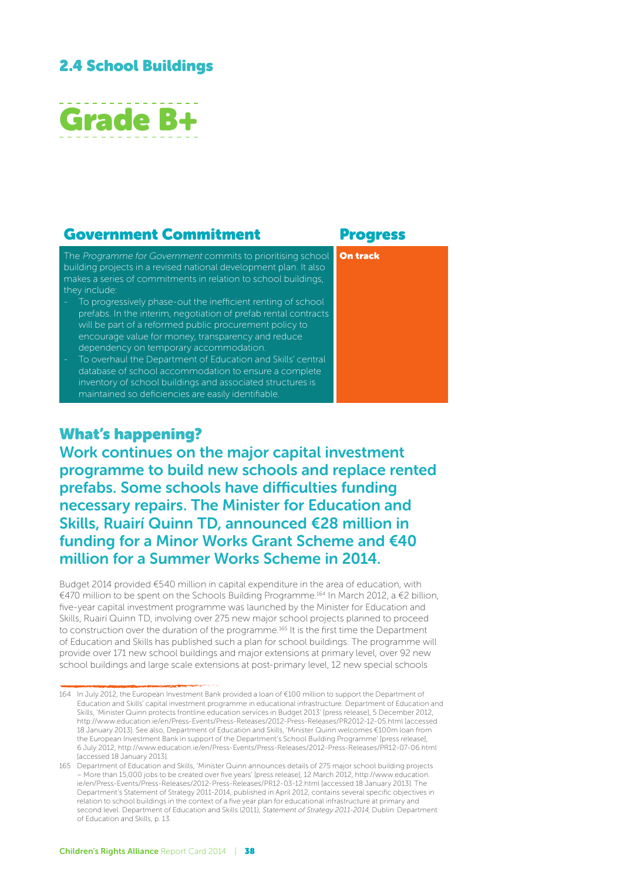## 2.4 School Buildings

# Grade B+

| Government Commitment | Progress |
| --- | --- |
| The *Programme for Government* commits to prioritising school building projects in a revised national development plan. It also makes a series of commitments in relation to school buildings, they include:<br>- To progressively phase-out the inefficient renting of school prefabs. In the interim, negotiation of prefab rental contracts will be part of a reformed public procurement policy to encourage value for money, transparency and reduce dependency on temporary accommodation.<br>- To overhaul the Department of Education and Skills' central database of school accommodation to ensure a complete inventory of school buildings and associated structures is maintained so deficiencies are easily identifiable. | **On track** |

## What's happening?

### Work continues on the major capital investment programme to build new schools and replace rented prefabs. Some schools have difficulties funding necessary repairs. The Minister for Education and Skills, Ruairí Quinn TD, announced €28 million in funding for a Minor Works Grant Scheme and €40 million for a Summer Works Scheme in 2014.

Budget 2014 provided €540 million in capital expenditure in the area of education, with €470 million to be spent on the Schools Building Programme.[164] In March 2012, a €2 billion, five-year capital investment programme was launched by the Minister for Education and Skills, Ruairí Quinn TD, involving over 275 new major school projects planned to proceed to construction over the duration of the programme.[165] It is the first time the Department of Education and Skills has published such a plan for school buildings. The programme will provide over 171 new school buildings and major extensions at primary level, over 92 new school buildings and large scale extensions at post-primary level, 12 new special schools

164 In July 2012, the European Investment Bank provided a loan of €100 million to support the Department of Education and Skills' capital investment programme in educational infrastructure. Department of Education and Skills, 'Minister Quinn protects frontline education services in Budget 2013' [press release], 5 December 2012, http://www.education.ie/en/Press-Events/Press-Releases/2012-Press-Releases/PR2012-12-05.html [accessed 18 January 2013]. See also, Department of Education and Skills, 'Minister Quinn welcomes €100m loan from the European Investment Bank in support of the Department's School Building Programme' [press release], 6 July 2012, http://www.education.ie/en/Press-Events/Press-Releases/2012-Press-Releases/PR12-07-06.html [accessed 18 January 2013].

165 Department of Education and Skills, 'Minister Quinn announces details of 275 major school building projects – More than 15,000 jobs to be created over five years' [press release], 12 March 2012, http://www.education.ie/en/Press-Events/Press-Releases/2012-Press-Releases/PR12-03-12.html [accessed 18 January 2013]. The Department's Statement of Strategy 2011-2014, published in April 2012, contains several specific objectives in relation to school buildings in the context of a five year plan for educational infrastructure at primary and second level. Department of Education and Skills (2011), *Statement of Strategy 2011-2014*, Dublin: Department of Education and Skills, p. 13.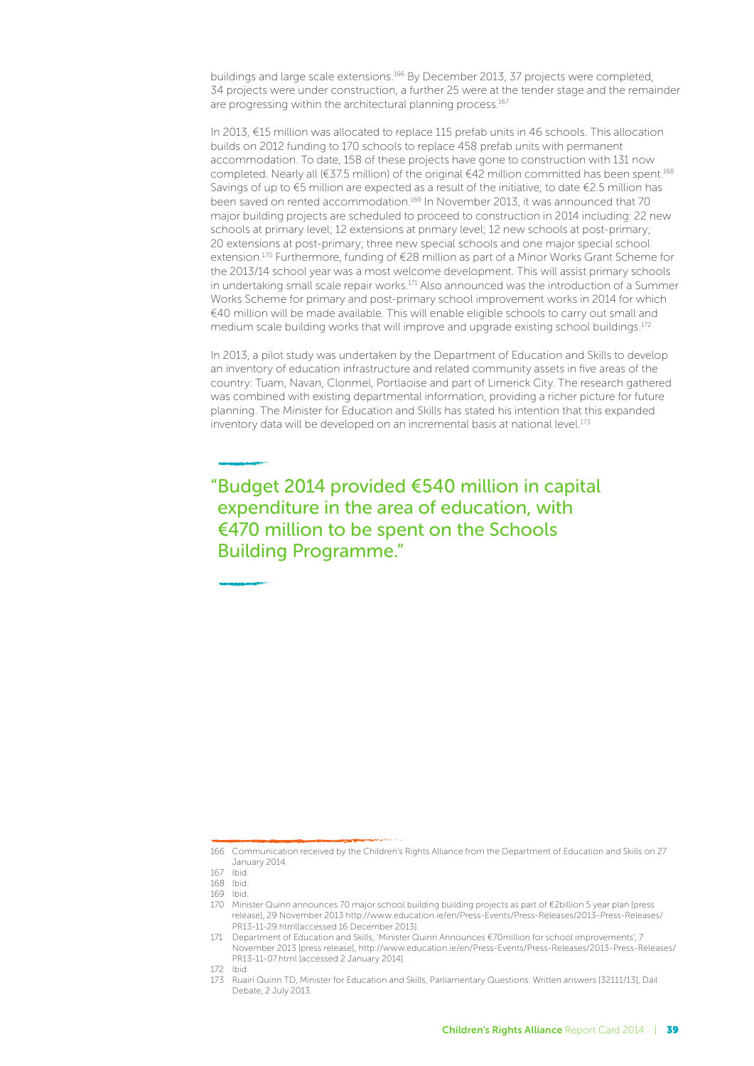buildings and large scale extensions.[166] By December 2013, 37 projects were completed, 34 projects were under construction, a further 25 were at the tender stage and the remainder are progressing within the architectural planning process.[167]

In 2013, €15 million was allocated to replace 115 prefab units in 46 schools. This allocation builds on 2012 funding to 170 schools to replace 458 prefab units with permanent accommodation. To date, 158 of these projects have gone to construction with 131 now completed. Nearly all (€37.5 million) of the original €42 million committed has been spent.[168] Savings of up to €5 million are expected as a result of the initiative; to date €2.5 million has been saved on rented accommodation.[169] In November 2013, it was announced that 70 major building projects are scheduled to proceed to construction in 2014 including: 22 new schools at primary level; 12 extensions at primary level; 12 new schools at post-primary; 20 extensions at post-primary; three new special schools and one major special school extension.[170] Furthermore, funding of €28 million as part of a Minor Works Grant Scheme for the 2013/14 school year was a most welcome development. This will assist primary schools in undertaking small scale repair works.[171] Also announced was the introduction of a Summer Works Scheme for primary and post-primary school improvement works in 2014 for which €40 million will be made available. This will enable eligible schools to carry out small and medium scale building works that will improve and upgrade existing school buildings.[172]

In 2013, a pilot study was undertaken by the Department of Education and Skills to develop an inventory of education infrastructure and related community assets in five areas of the country: Tuam, Navan, Clonmel, Portlaoise and part of Limerick City. The research gathered was combined with existing departmental information, providing a richer picture for future planning. The Minister for Education and Skills has stated his intention that this expanded inventory data will be developed on an incremental basis at national level.[173]

> "Budget 2014 provided €540 million in capital expenditure in the area of education, with €470 million to be spent on the Schools Building Programme."

---

166 Communication received by the Children's Rights Alliance from the Department of Education and Skills on 27 January 2014.

167 Ibid.

168 Ibid.

169 Ibid.

170 Minister Quinn announces 70 major school building building projects as part of €2billion 5 year plan [press release], 29 November 2013 http://www.education.ie/en/Press-Events/Press-Releases/2013-Press-Releases/PR13-11-29.html[accessed 16 December 2013].

171 Department of Education and Skills, 'Minister Quinn Announces €70million for school improvements', 7 November 2013 [press release], http://www.education.ie/en/Press-Events/Press-Releases/2013-Press-Releases/PR13-11-07.html [accessed 2 January 2014].

172 Ibid.

173 Ruairi Quinn TD, Minister for Education and Skills, Parliamentary Questions: Written answers [32111/13], Dáil Debate, 2 July 2013.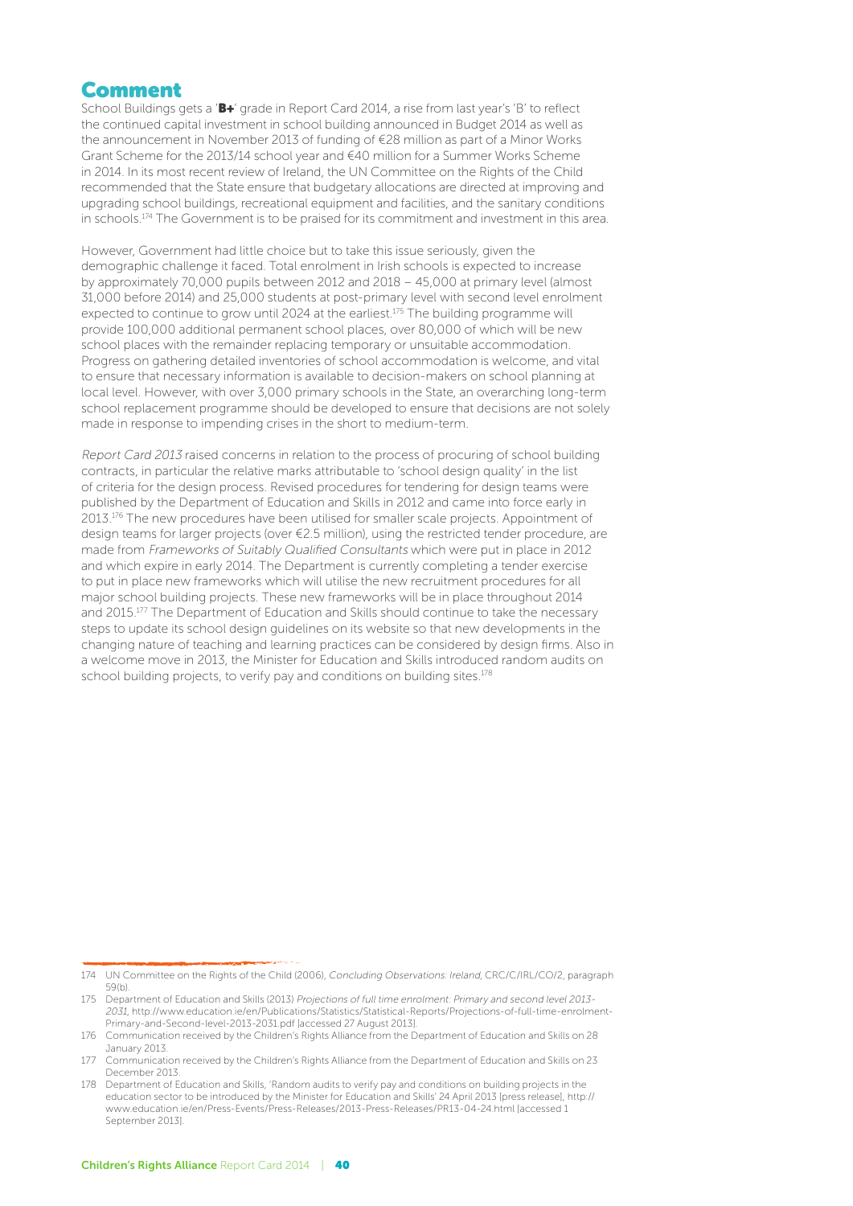## Comment

School Buildings gets a '**B+**' grade in Report Card 2014, a rise from last year's 'B' to reflect the continued capital investment in school building announced in Budget 2014 as well as the announcement in November 2013 of funding of €28 million as part of a Minor Works Grant Scheme for the 2013/14 school year and €40 million for a Summer Works Scheme in 2014. In its most recent review of Ireland, the UN Committee on the Rights of the Child recommended that the State ensure that budgetary allocations are directed at improving and upgrading school buildings, recreational equipment and facilities, and the sanitary conditions in schools.[174] The Government is to be praised for its commitment and investment in this area.

However, Government had little choice but to take this issue seriously, given the demographic challenge it faced. Total enrolment in Irish schools is expected to increase by approximately 70,000 pupils between 2012 and 2018 – 45,000 at primary level (almost 31,000 before 2014) and 25,000 students at post-primary level with second level enrolment expected to continue to grow until 2024 at the earliest.[175] The building programme will provide 100,000 additional permanent school places, over 80,000 of which will be new school places with the remainder replacing temporary or unsuitable accommodation. Progress on gathering detailed inventories of school accommodation is welcome, and vital to ensure that necessary information is available to decision-makers on school planning at local level. However, with over 3,000 primary schools in the State, an overarching long-term school replacement programme should be developed to ensure that decisions are not solely made in response to impending crises in the short to medium-term.

*Report Card 2013* raised concerns in relation to the process of procuring of school building contracts, in particular the relative marks attributable to 'school design quality' in the list of criteria for the design process. Revised procedures for tendering for design teams were published by the Department of Education and Skills in 2012 and came into force early in 2013.[176] The new procedures have been utilised for smaller scale projects. Appointment of design teams for larger projects (over €2.5 million), using the restricted tender procedure, are made from *Frameworks of Suitably Qualified Consultants* which were put in place in 2012 and which expire in early 2014. The Department is currently completing a tender exercise to put in place new frameworks which will utilise the new recruitment procedures for all major school building projects. These new frameworks will be in place throughout 2014 and 2015.[177] The Department of Education and Skills should continue to take the necessary steps to update its school design guidelines on its website so that new developments in the changing nature of teaching and learning practices can be considered by design firms. Also in a welcome move in 2013, the Minister for Education and Skills introduced random audits on school building projects, to verify pay and conditions on building sites.[178]

---

174 UN Committee on the Rights of the Child (2006), *Concluding Observations: Ireland*, CRC/C/IRL/CO/2, paragraph 59(b).

175 Department of Education and Skills (2013) *Projections of full time enrolment: Primary and second level 2013-2031*, http://www.education.ie/en/Publications/Statistics/Statistical-Reports/Projections-of-full-time-enrolment-Primary-and-Second-level-2013-2031.pdf [accessed 27 August 2013].

176 Communication received by the Children's Rights Alliance from the Department of Education and Skills on 28 January 2013.

177 Communication received by the Children's Rights Alliance from the Department of Education and Skills on 23 December 2013.

178 Department of Education and Skills, 'Random audits to verify pay and conditions on building projects in the education sector to be introduced by the Minister for Education and Skills' 24 April 2013 [press release], http://www.education.ie/en/Press-Events/Press-Releases/2013-Press-Releases/PR13-04-24.html [accessed 1 September 2013].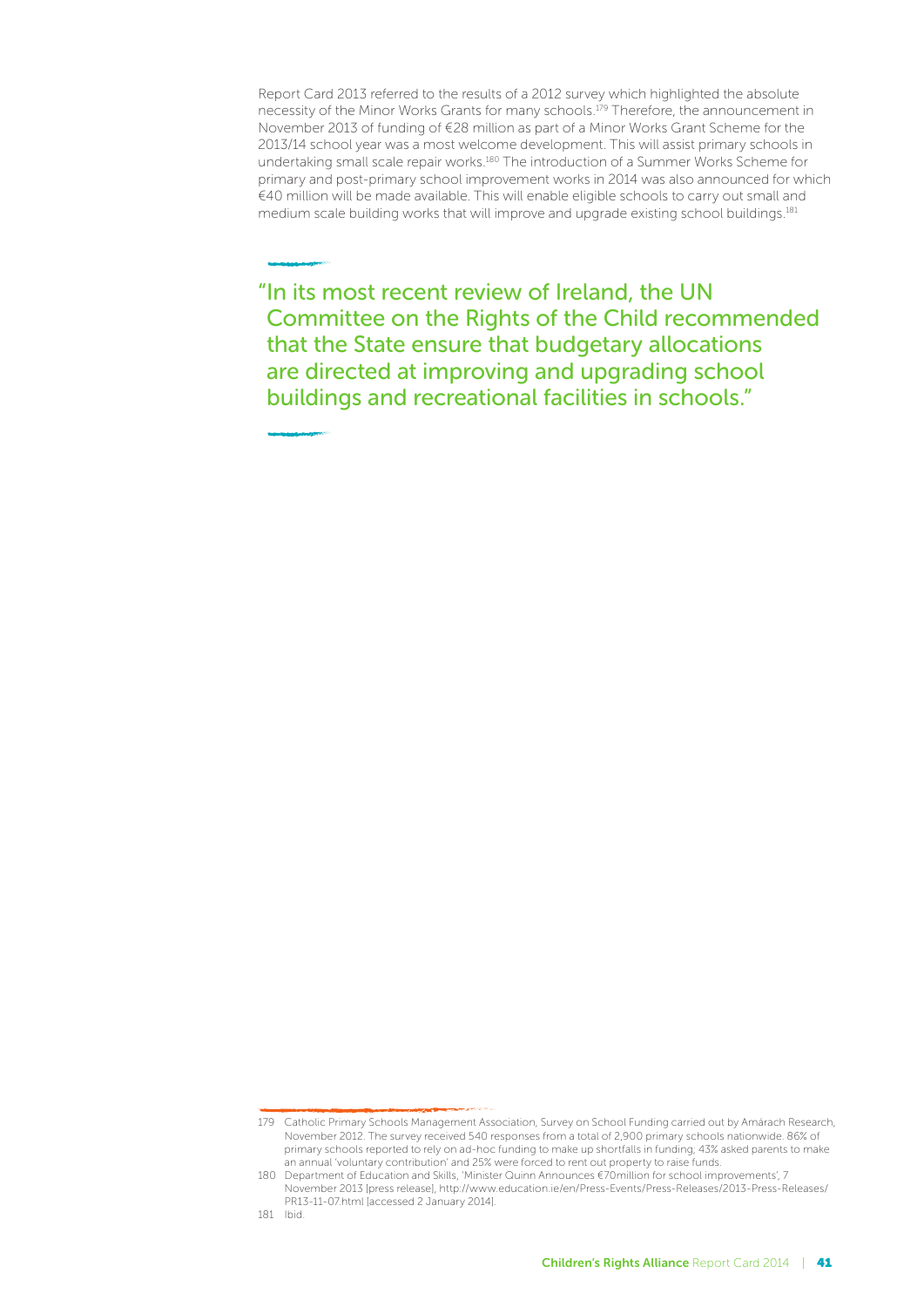Report Card 2013 referred to the results of a 2012 survey which highlighted the absolute necessity of the Minor Works Grants for many schools.[179] Therefore, the announcement in November 2013 of funding of €28 million as part of a Minor Works Grant Scheme for the 2013/14 school year was a most welcome development. This will assist primary schools in undertaking small scale repair works.[180] The introduction of a Summer Works Scheme for primary and post-primary school improvement works in 2014 was also announced for which €40 million will be made available. This will enable eligible schools to carry out small and medium scale building works that will improve and upgrade existing school buildings.[181]

> "In its most recent review of Ireland, the UN Committee on the Rights of the Child recommended that the State ensure that budgetary allocations are directed at improving and upgrading school buildings and recreational facilities in schools."

---

179 Catholic Primary Schools Management Association, Survey on School Funding carried out by Amárach Research, November 2012. The survey received 540 responses from a total of 2,900 primary schools nationwide. 86% of primary schools reported to rely on ad-hoc funding to make up shortfalls in funding; 43% asked parents to make an annual 'voluntary contribution' and 25% were forced to rent out property to raise funds.

180 Department of Education and Skills, 'Minister Quinn Announces €70million for school improvements', 7 November 2013 [press release], http://www.education.ie/en/Press-Events/Press-Releases/2013-Press-Releases/PR13-11-07.html [accessed 2 January 2014].

181 Ibid.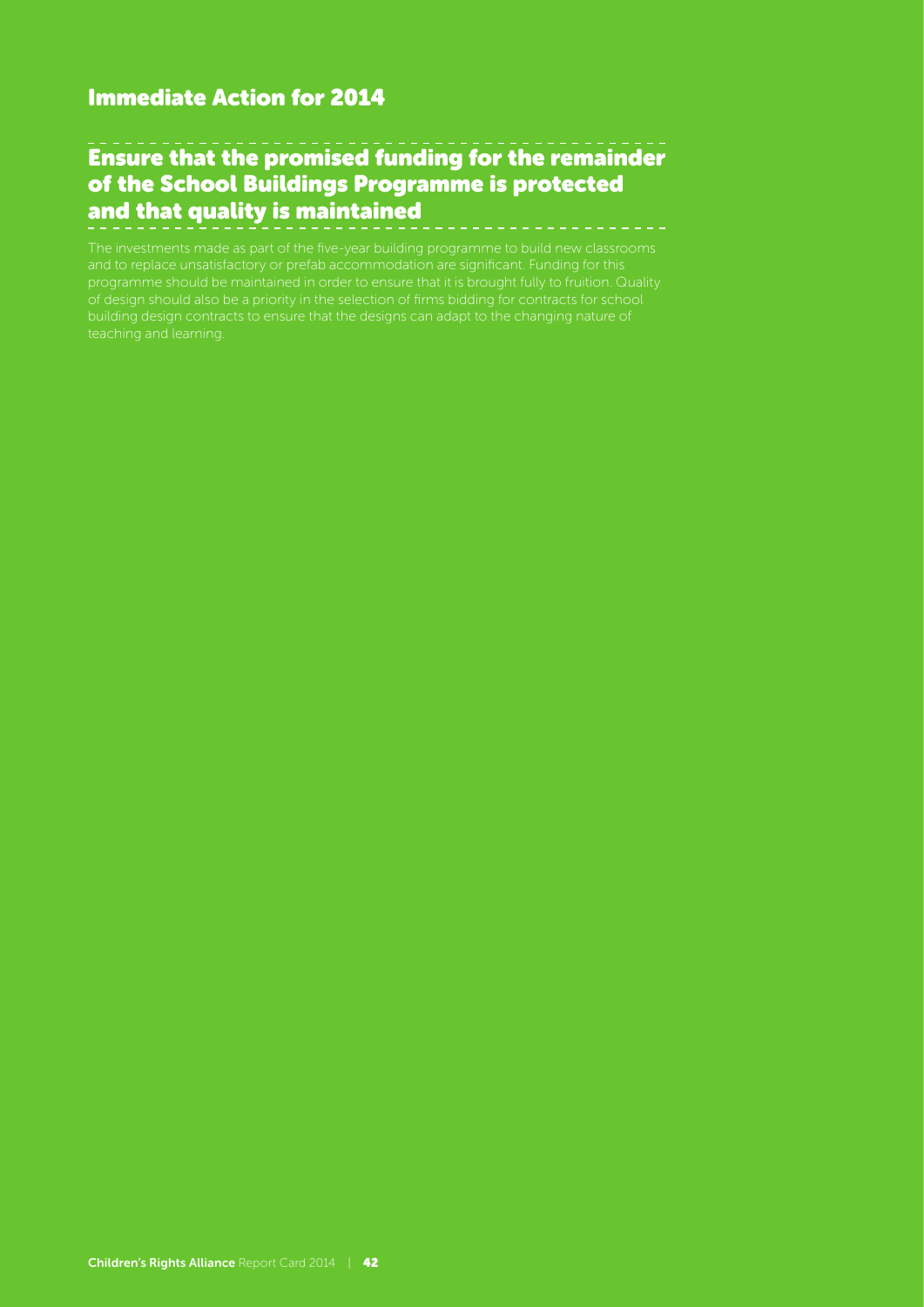## Immediate Action for 2014

### Ensure that the promised funding for the remainder of the School Buildings Programme is protected and that quality is maintained

The investments made as part of the five-year building programme to build new classrooms and to replace unsatisfactory or prefab accommodation are significant. Funding for this programme should be maintained in order to ensure that it is brought fully to fruition. Quality of design should also be a priority in the selection of firms bidding for contracts for school building design contracts to ensure that the designs can adapt to the changing nature of teaching and learning.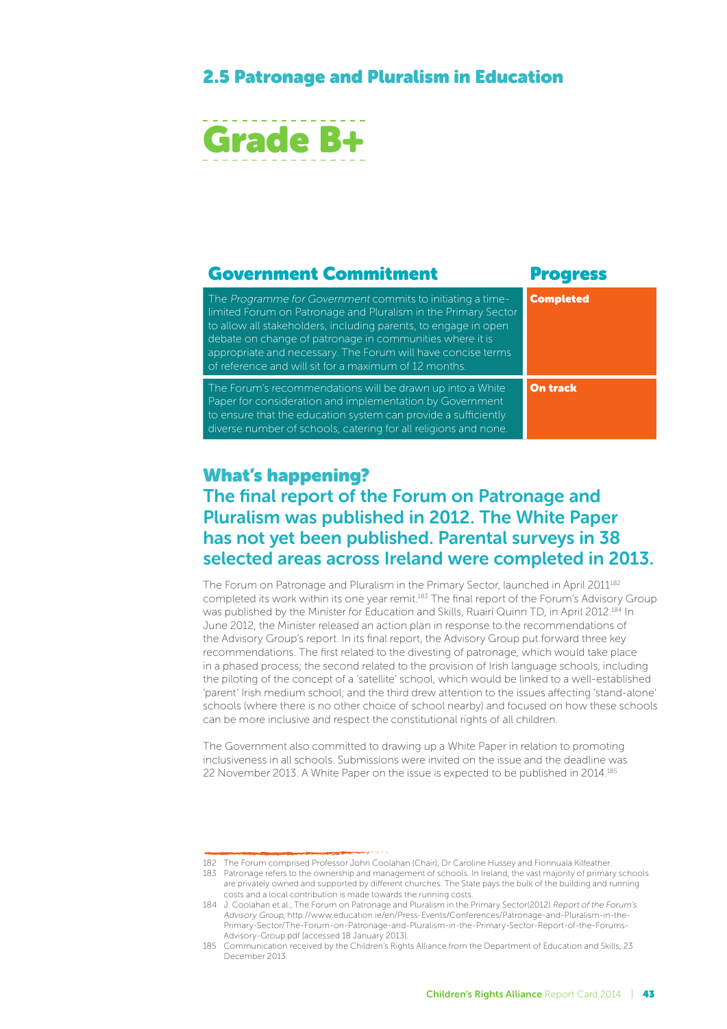## 2.5 Patronage and Pluralism in Education

# Grade B+

| Government Commitment | Progress |
| --- | --- |
| The *Programme for Government* commits to initiating a time-limited Forum on Patronage and Pluralism in the Primary Sector to allow all stakeholders, including parents, to engage in open debate on change of patronage in communities where it is appropriate and necessary. The Forum will have concise terms of reference and will sit for a maximum of 12 months. | **Completed** |
| The Forum's recommendations will be drawn up into a White Paper for consideration and implementation by Government to ensure that the education system can provide a sufficiently diverse number of schools, catering for all religions and none. | **On track** |

## What's happening?

### The final report of the Forum on Patronage and Pluralism was published in 2012. The White Paper has not yet been published. Parental surveys in 38 selected areas across Ireland were completed in 2013.

The Forum on Patronage and Pluralism in the Primary Sector, launched in April 2011[182] completed its work within its one year remit.[183] The final report of the Forum's Advisory Group was published by the Minister for Education and Skills, Ruairí Quinn TD, in April 2012.[184] In June 2012, the Minister released an action plan in response to the recommendations of the Advisory Group's report. In its final report, the Advisory Group put forward three key recommendations. The first related to the divesting of patronage, which would take place in a phased process; the second related to the provision of Irish language schools, including the piloting of the concept of a 'satellite' school, which would be linked to a well-established 'parent' Irish medium school; and the third drew attention to the issues affecting 'stand-alone' schools (where there is no other choice of school nearby) and focused on how these schools can be more inclusive and respect the constitutional rights of all children.

The Government also committed to drawing up a White Paper in relation to promoting inclusiveness in all schools. Submissions were invited on the issue and the deadline was 22 November 2013. A White Paper on the issue is expected to be published in 2014.[185]

---

182 The Forum comprised Professor John Coolahan (Chair); Dr Caroline Hussey and Fionnuala Kilfeather.

183 Patronage refers to the ownership and management of schools. In Ireland, the vast majority of primary schools are privately owned and supported by different churches. The State pays the bulk of the building and running costs and a local contribution is made towards the running costs.

184 J. Coolahan et al., The Forum on Patronage and Pluralism in the Primary Sector(2012) *Report of the Forum's Advisory Group*, http://www.education.ie/en/Press-Events/Conferences/Patronage-and-Pluralism-in-the-Primary-Sector/The-Forum-on-Patronage-and-Pluralism-in-the-Primary-Sector-Report-of-the-Forums-Advisory-Group.pdf [accessed 18 January 2013].

185 Communication received by the Children's Rights Alliance from the Department of Education and Skills, 23 December 2013.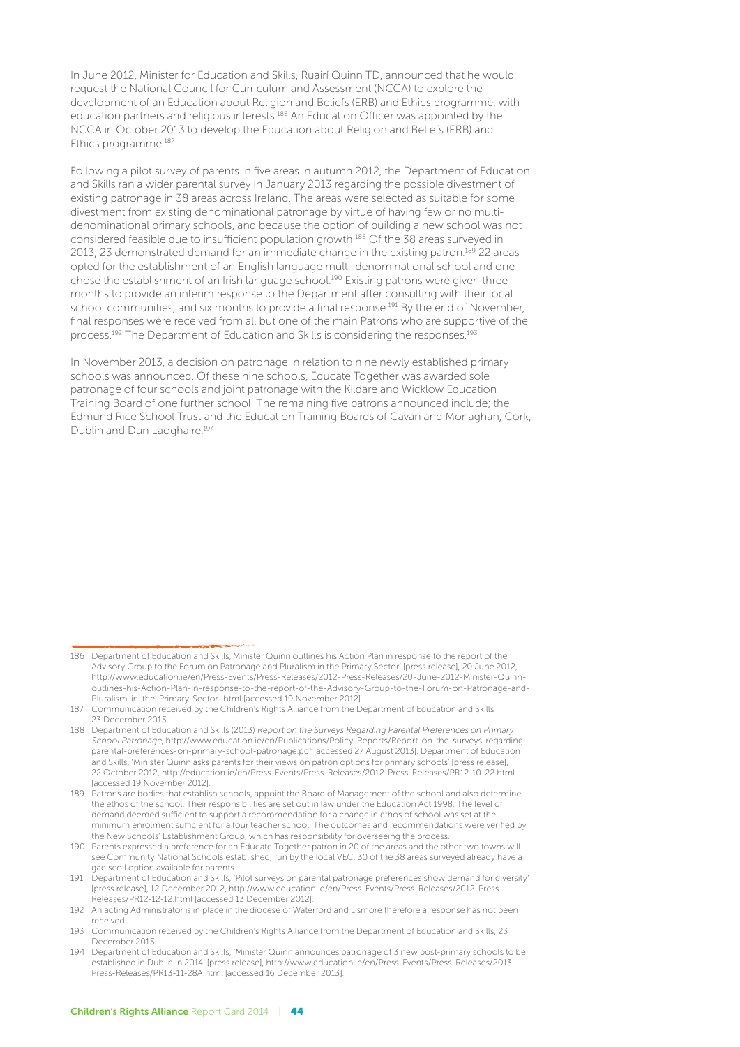In June 2012, Minister for Education and Skills, Ruairi Quinn TD, announced that he would request the National Council for Curriculum and Assessment (NCCA) to explore the development of an Education about Religion and Beliefs (ERB) and Ethics programme, with education partners and religious interests.[186] An Education Officer was appointed by the NCCA in October 2013 to develop the Education about Religion and Beliefs (ERB) and Ethics programme.[187]

Following a pilot survey of parents in five areas in autumn 2012, the Department of Education and Skills ran a wider parental survey in January 2013 regarding the possible divestment of existing patronage in 38 areas across Ireland. The areas were selected as suitable for some divestment from existing denominational patronage by virtue of having few or no multi-denominational primary schools, and because the option of building a new school was not considered feasible due to insufficient population growth.[188] Of the 38 areas surveyed in 2013, 23 demonstrated demand for an immediate change in the existing patron:[189] 22 areas opted for the establishment of an English language multi-denominational school and one chose the establishment of an Irish language school.[190] Existing patrons were given three months to provide an interim response to the Department after consulting with their local school communities, and six months to provide a final response.[191] By the end of November, final responses were received from all but one of the main Patrons who are supportive of the process.[192] The Department of Education and Skills is considering the responses.[193]

In November 2013, a decision on patronage in relation to nine newly established primary schools was announced. Of these nine schools, Educate Together was awarded sole patronage of four schools and joint patronage with the Kildare and Wicklow Education Training Board of one further school. The remaining five patrons announced include; the Edmund Rice School Trust and the Education Training Boards of Cavan and Monaghan, Cork, Dublin and Dun Laoghaire.[194]

---

186 Department of Education and Skills,'Minister Quinn outlines his Action Plan in response to the report of the Advisory Group to the Forum on Patronage and Pluralism in the Primary Sector' [press release], 20 June 2012, http://www.education.ie/en/Press-Events/Press-Releases/2012-Press-Releases/20-June-2012-Minister-Quinn-outlines-his-Action-Plan-in-response-to-the-report-of-the-Advisory-Group-to-the-Forum-on-Patronage-and-Pluralism-in-the-Primary-Sector-.html [accessed 19 November 2012].

187 Communication received by the Children's Rights Alliance from the Department of Education and Skills 23 December 2013.

188 Department of Education and Skills (2013) *Report on the Surveys Regarding Parental Preferences on Primary School Patronage*, http://www.education.ie/en/Publications/Policy-Reports/Report-on-the-surveys-regarding-parental-preferences-on-primary-school-patronage.pdf [accessed 27 August 2013]. Department of Education and Skills, 'Minister Quinn asks parents for their views on patron options for primary schools' [press release], 22 October 2012, http://education.ie/en/Press-Events/Press-Releases/2012-Press-Releases/PR12-10-22.html [accessed 19 November 2012].

189 Patrons are bodies that establish schools, appoint the Board of Management of the school and also determine the ethos of the school. Their responsibilities are set out in law under the Education Act 1998. The level of demand deemed sufficient to support a recommendation for a change in ethos of school was set at the minimum enrolment sufficient for a four teacher school. The outcomes and recommendations were verified by the New Schools' Establishment Group, which has responsibility for overseeing the process.

190 Parents expressed a preference for an Educate Together patron in 20 of the areas and the other two towns will see Community National Schools established, run by the local VEC. 30 of the 38 areas surveyed already have a gaelscoil option available for parents.

191 Department of Education and Skills, 'Pilot surveys on parental patronage preferences show demand for diversity' [press release], 12 December 2012, http://www.education.ie/en/Press-Events/Press-Releases/2012-Press-Releases/PR12-12-12.html [accessed 13 December 2012].

192 An acting Administrator is in place in the diocese of Waterford and Lismore therefore a response has not been received.

193 Communication received by the Children's Rights Alliance from the Department of Education and Skills, 23 December 2013.

194 Department of Education and Skills, 'Minister Quinn announces patronage of 3 new post-primary schools to be established in Dublin in 2014' [press release], http://www.education.ie/en/Press-Events/Press-Releases/2013-Press-Releases/PR13-11-28A.html [accessed 16 December 2013].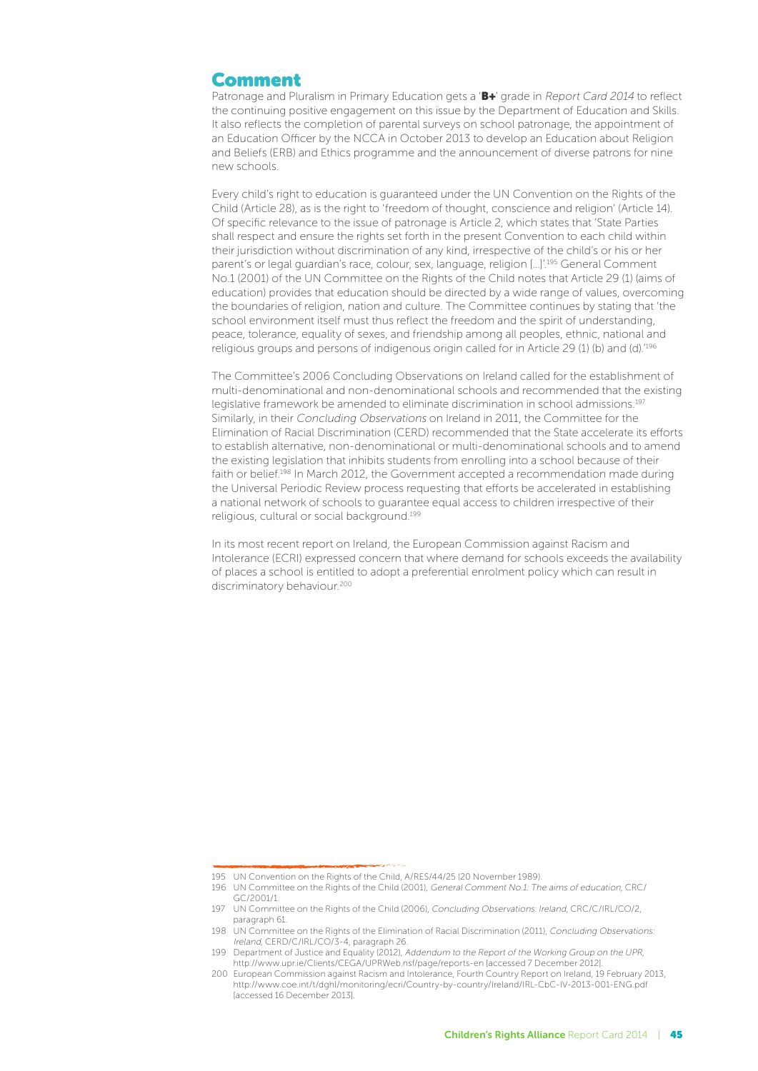## Comment

Patronage and Pluralism in Primary Education gets a '**B+**' grade in *Report Card 2014* to reflect the continuing positive engagement on this issue by the Department of Education and Skills. It also reflects the completion of parental surveys on school patronage, the appointment of an Education Officer by the NCCA in October 2013 to develop an Education about Religion and Beliefs (ERB) and Ethics programme and the announcement of diverse patrons for nine new schools.

Every child's right to education is guaranteed under the UN Convention on the Rights of the Child (Article 28), as is the right to 'freedom of thought, conscience and religion' (Article 14). Of specific relevance to the issue of patronage is Article 2, which states that 'State Parties shall respect and ensure the rights set forth in the present Convention to each child within their jurisdiction without discrimination of any kind, irrespective of the child's or his or her parent's or legal guardian's race, colour, sex, language, religion [...]'.[195] General Comment No.1 (2001) of the UN Committee on the Rights of the Child notes that Article 29 (1) (aims of education) provides that education should be directed by a wide range of values, overcoming the boundaries of religion, nation and culture. The Committee continues by stating that 'the school environment itself must thus reflect the freedom and the spirit of understanding, peace, tolerance, equality of sexes, and friendship among all peoples, ethnic, national and religious groups and persons of indigenous origin called for in Article 29 (1) (b) and (d).'[196]

The Committee's 2006 Concluding Observations on Ireland called for the establishment of multi-denominational and non-denominational schools and recommended that the existing legislative framework be amended to eliminate discrimination in school admissions.[197] Similarly, in their *Concluding Observations* on Ireland in 2011, the Committee for the Elimination of Racial Discrimination (CERD) recommended that the State accelerate its efforts to establish alternative, non-denominational or multi-denominational schools and to amend the existing legislation that inhibits students from enrolling into a school because of their faith or belief.[198] In March 2012, the Government accepted a recommendation made during the Universal Periodic Review process requesting that efforts be accelerated in establishing a national network of schools to guarantee equal access to children irrespective of their religious, cultural or social background.[199]

In its most recent report on Ireland, the European Commission against Racism and Intolerance (ECRI) expressed concern that where demand for schools exceeds the availability of places a school is entitled to adopt a preferential enrolment policy which can result in discriminatory behaviour.[200]

---

195 UN Convention on the Rights of the Child, A/RES/44/25 (20 November 1989).

196 UN Committee on the Rights of the Child (2001), *General Comment No.1: The aims of education*, CRC/GC/2001/1.

197 UN Committee on the Rights of the Child (2006), *Concluding Observations: Ireland*, CRC/C/IRL/CO/2, paragraph 61.

198 UN Committee on the Rights of the Elimination of Racial Discrimination (2011), *Concluding Observations: Ireland*, CERD/C/IRL/CO/3-4, paragraph 26.

199 Department of Justice and Equality (2012), *Addendum to the Report of the Working Group on the UPR*, http://www.upr.ie/Clients/CEGA/UPRWeb.nsf/page/reports-en [accessed 7 December 2012].

200 European Commission against Racism and Intolerance, Fourth Country Report on Ireland, 19 February 2013, http://www.coe.int/t/dghl/monitoring/ecri/Country-by-country/Ireland/IRL-CbC-IV-2013-001-ENG.pdf [accessed 16 December 2013].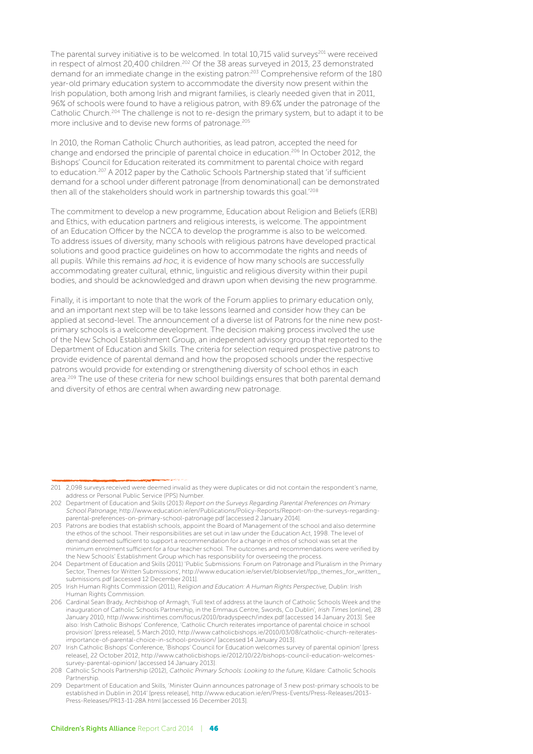The parental survey initiative is to be welcomed. In total 10,715 valid surveys[201] were received in respect of almost 20,400 children.[202] Of the 38 areas surveyed in 2013, 23 demonstrated demand for an immediate change in the existing patron.[203] Comprehensive reform of the 180 year-old primary education system to accommodate the diversity now present within the Irish population, both among Irish and migrant families, is clearly needed given that in 2011, 96% of schools were found to have a religious patron, with 89.6% under the patronage of the Catholic Church.[204] The challenge is not to re-design the primary system, but to adapt it to be more inclusive and to devise new forms of patronage.[205]

In 2010, the Roman Catholic Church authorities, as lead patron, accepted the need for change and endorsed the principle of parental choice in education.[206] In October 2012, the Bishops' Council for Education reiterated its commitment to parental choice with regard to education.[207] A 2012 paper by the Catholic Schools Partnership stated that 'if sufficient demand for a school under different patronage [from denominational] can be demonstrated then all of the stakeholders should work in partnership towards this goal.'[208]

The commitment to develop a new programme, Education about Religion and Beliefs (ERB) and Ethics, with education partners and religious interests, is welcome. The appointment of an Education Officer by the NCCA to develop the programme is also to be welcomed. To address issues of diversity, many schools with religious patrons have developed practical solutions and good practice guidelines on how to accommodate the rights and needs of all pupils. While this remains *ad hoc*, it is evidence of how many schools are successfully accommodating greater cultural, ethnic, linguistic and religious diversity within their pupil bodies, and should be acknowledged and drawn upon when devising the new programme.

Finally, it is important to note that the work of the Forum applies to primary education only, and an important next step will be to take lessons learned and consider how they can be applied at second-level. The announcement of a diverse list of Patrons for the nine new post-primary schools is a welcome development. The decision making process involved the use of the New School Establishment Group, an independent advisory group that reported to the Department of Education and Skills. The criteria for selection required prospective patrons to provide evidence of parental demand and how the proposed schools under the respective patrons would provide for extending or strengthening diversity of school ethos in each area.[209] The use of these criteria for new school buildings ensures that both parental demand and diversity of ethos are central when awarding new patronage.

---

201 2,098 surveys received were deemed invalid as they were duplicates or did not contain the respondent's name, address or Personal Public Service (PPS) Number.

202 Department of Education and Skills (2013) *Report on the Surveys Regarding Parental Preferences on Primary School Patronage*, http://www.education.ie/en/Publications/Policy-Reports/Report-on-the-surveys-regarding-parental-preferences-on-primary-school-patronage.pdf [accessed 2 January 2014].

203 Patrons are bodies that establish schools, appoint the Board of Management of the school and also determine the ethos of the school. Their responsibilities are set out in law under the Education Act, 1998. The level of demand deemed sufficient to support a recommendation for a change in ethos of school was set at the minimum enrolment sufficient for a four teacher school. The outcomes and recommendations were verified by the New Schools' Establishment Group which has responsibility for overseeing the process.

204 Department of Education and Skills (2011) 'Public Submissions: Forum on Patronage and Pluralism in the Primary Sector, Themes for Written Submissions', http://www.education.ie/servlet/blobservlet/fpp_themes_for_written_submissions.pdf [accessed 12 December 2011].

205 Irish Human Rights Commission (2011), *Religion and Education: A Human Rights Perspective*, Dublin: Irish Human Rights Commission.

206 Cardinal Sean Brady, Archbishop of Armagh, 'Full text of address at the launch of Catholic Schools Week and the inauguration of Catholic Schools Partnership, in the Emmaus Centre, Swords, Co Dublin', *Irish Times* [online], 28 January 2010, http://www.irishtimes.com/focus/2010/bradyspeech/index.pdf [accessed 14 January 2013]. See also: Irish Catholic Bishops' Conference, 'Catholic Church reiterates importance of parental choice in school provision' [press release], 5 March 2010, http://www.catholicbishops.ie/2010/03/08/catholic-church-reiterates-importance-of-parental-choice-in-school-provision/ [accessed 14 January 2013].

207 Irish Catholic Bishops' Conference, 'Bishops' Council for Education welcomes survey of parental opinion' [press release], 22 October 2012, http://www.catholicbishops.ie/2012/10/22/bishops-council-education-welcomes-survey-parental-opinion/ [accessed 14 January 2013].

208 Catholic Schools Partnership (2012), *Catholic Primary Schools: Looking to the future*, Kildare: Catholic Schools Partnership.

209 Department of Education and Skills, 'Minister Quinn announces patronage of 3 new post-primary schools to be established in Dublin in 2014' [press release], http://www.education.ie/en/Press-Events/Press-Releases/2013-Press-Releases/PR13-11-28A.html [accessed 16 December 2013].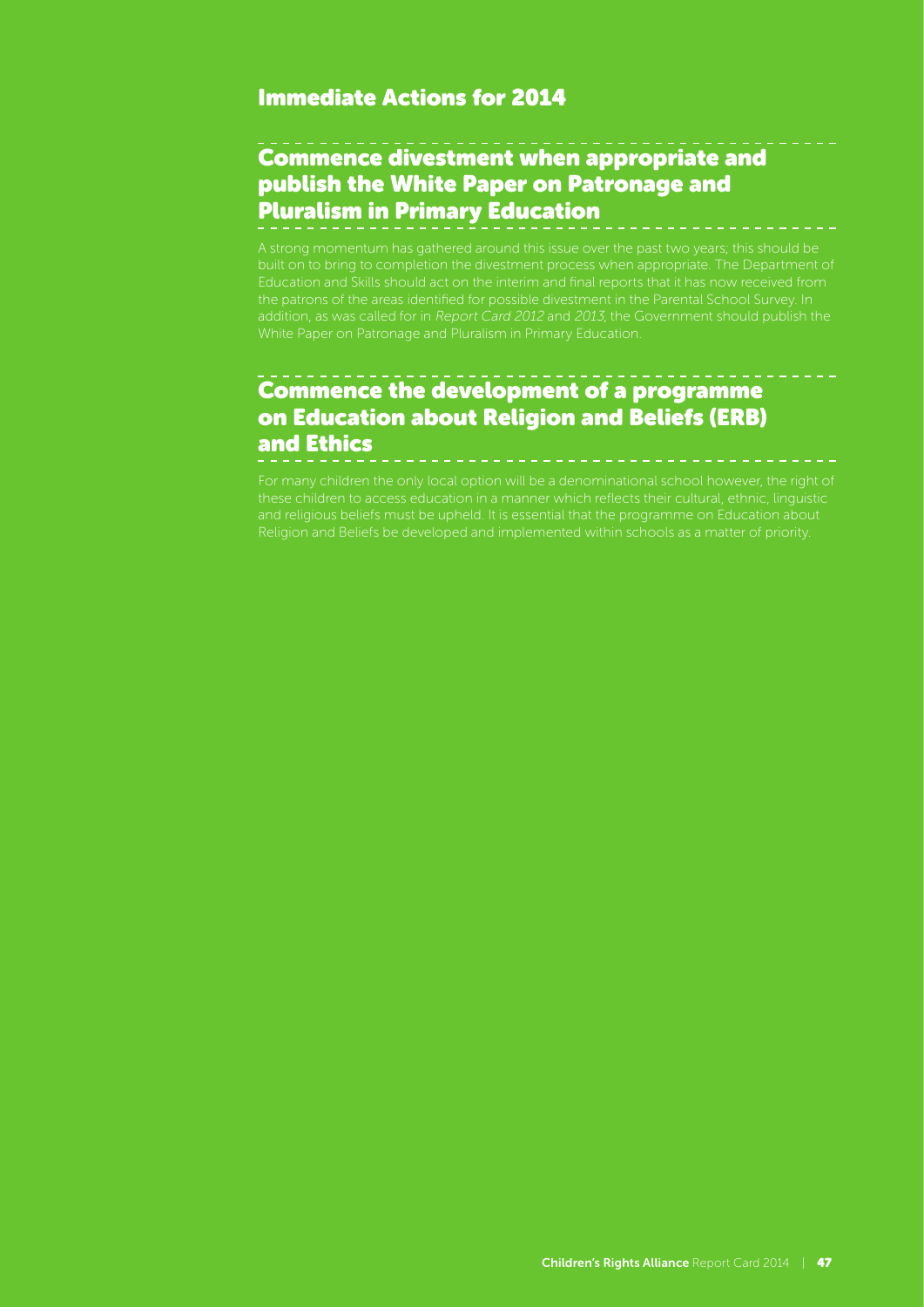## Immediate Actions for 2014

### Commence divestment when appropriate and publish the White Paper on Patronage and Pluralism in Primary Education

A strong momentum has gathered around this issue over the past two years; this should be built on to bring to completion the divestment process when appropriate. The Department of Education and Skills should act on the interim and final reports that it has now received from the patrons of the areas identified for possible divestment in the Parental School Survey. In addition, as was called for in *Report Card 2012* and *2013*, the Government should publish the White Paper on Patronage and Pluralism in Primary Education.

### Commence the development of a programme on Education about Religion and Beliefs (ERB) and Ethics

For many children the only local option will be a denominational school however, the right of these children to access education in a manner which reflects their cultural, ethnic, linguistic and religious beliefs must be upheld. It is essential that the programme on Education about Religion and Beliefs be developed and implemented within schools as a matter of priority.